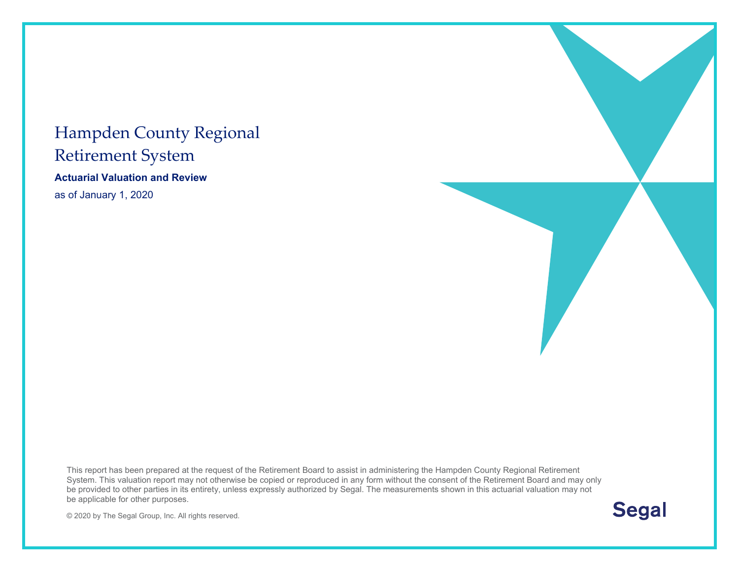# Hampden County Regional Retirement System

**Actuarial Valuation and Review**

as of January 1, 2020

This report has been prepared at the request of the Retirement Board to assist in administering the Hampden County Regional Retirement System. This valuation report may not otherwise be copied or reproduced in any form without the consent of the Retirement Board and may only be provided to other parties in its entirety, unless expressly authorized by Segal. The measurements shown in this actuarial valuation may not be applicable for other purposes.

© 2020 by The Segal Group, Inc. All rights reserved.

Segal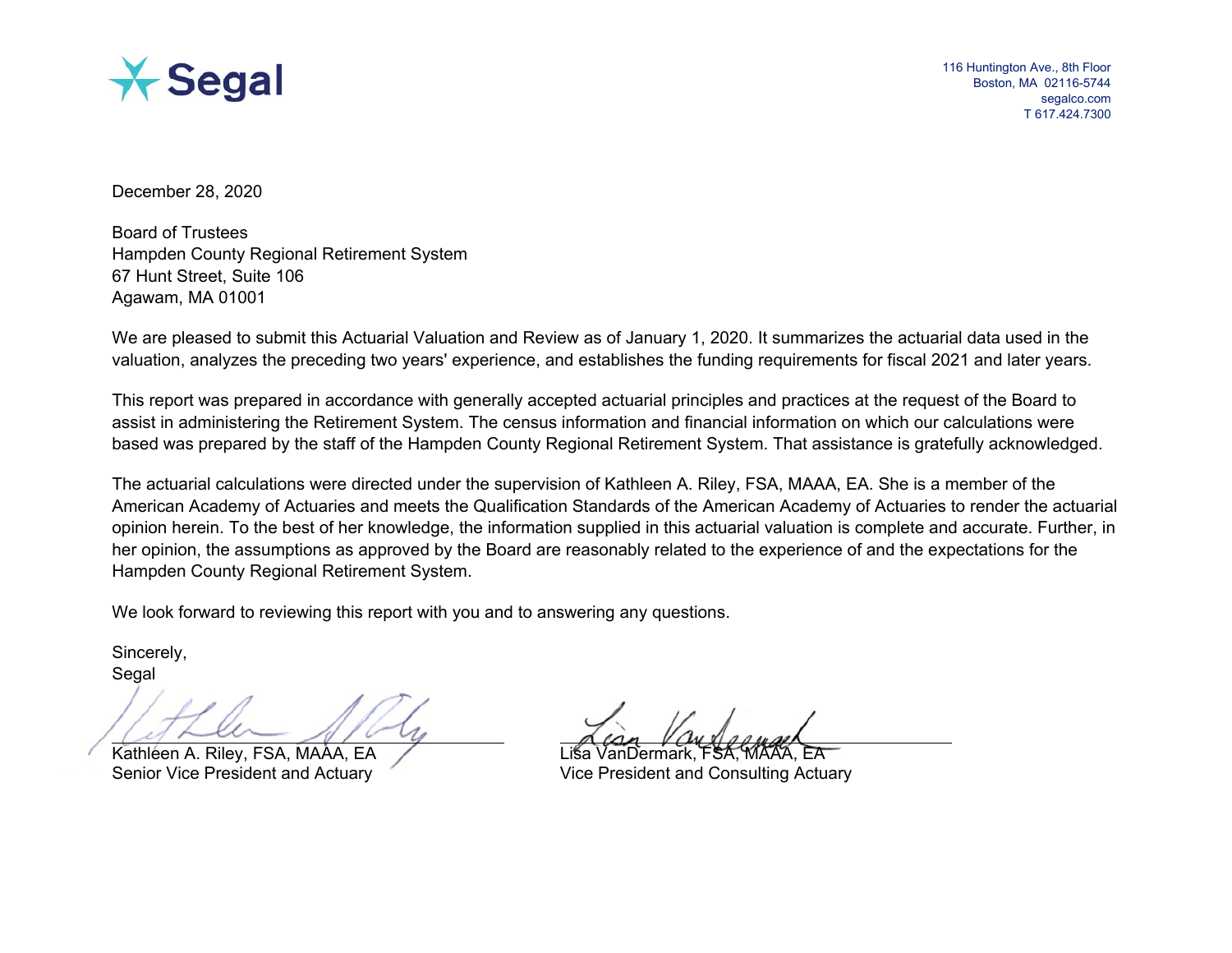116 Huntington Ave., 8th Floor
Boston, MA 02116-5744
segalco.com
T 617.424.7300

December 28, 2020

Board of Trustees
Hampden County Regional Retirement System
67 Hunt Street, Suite 106
Agawam, MA 01001

We are pleased to submit this Actuarial Valuation and Review as of January 1, 2020. It summarizes the actuarial data used in the valuation, analyzes the preceding two years' experience, and establishes the funding requirements for fiscal 2021 and later years.

This report was prepared in accordance with generally accepted actuarial principles and practices at the request of the Board to assist in administering the Retirement System. The census information and financial information on which our calculations were based was prepared by the staff of the Hampden County Regional Retirement System. That assistance is gratefully acknowledged.

The actuarial calculations were directed under the supervision of Kathleen A. Riley, FSA, MAAA, EA. She is a member of the American Academy of Actuaries and meets the Qualification Standards of the American Academy of Actuaries to render the actuarial opinion herein. To the best of her knowledge, the information supplied in this actuarial valuation is complete and accurate. Further, in her opinion, the assumptions as approved by the Board are reasonably related to the experience of and the expectations for the Hampden County Regional Retirement System.

We look forward to reviewing this report with you and to answering any questions.

Sincerely,
Segal

Kathleen A. Riley, FSA, MAAA, EA
Senior Vice President and Actuary

Lisa VanDermark, FSA, MAAA, EA
Vice President and Consulting Actuary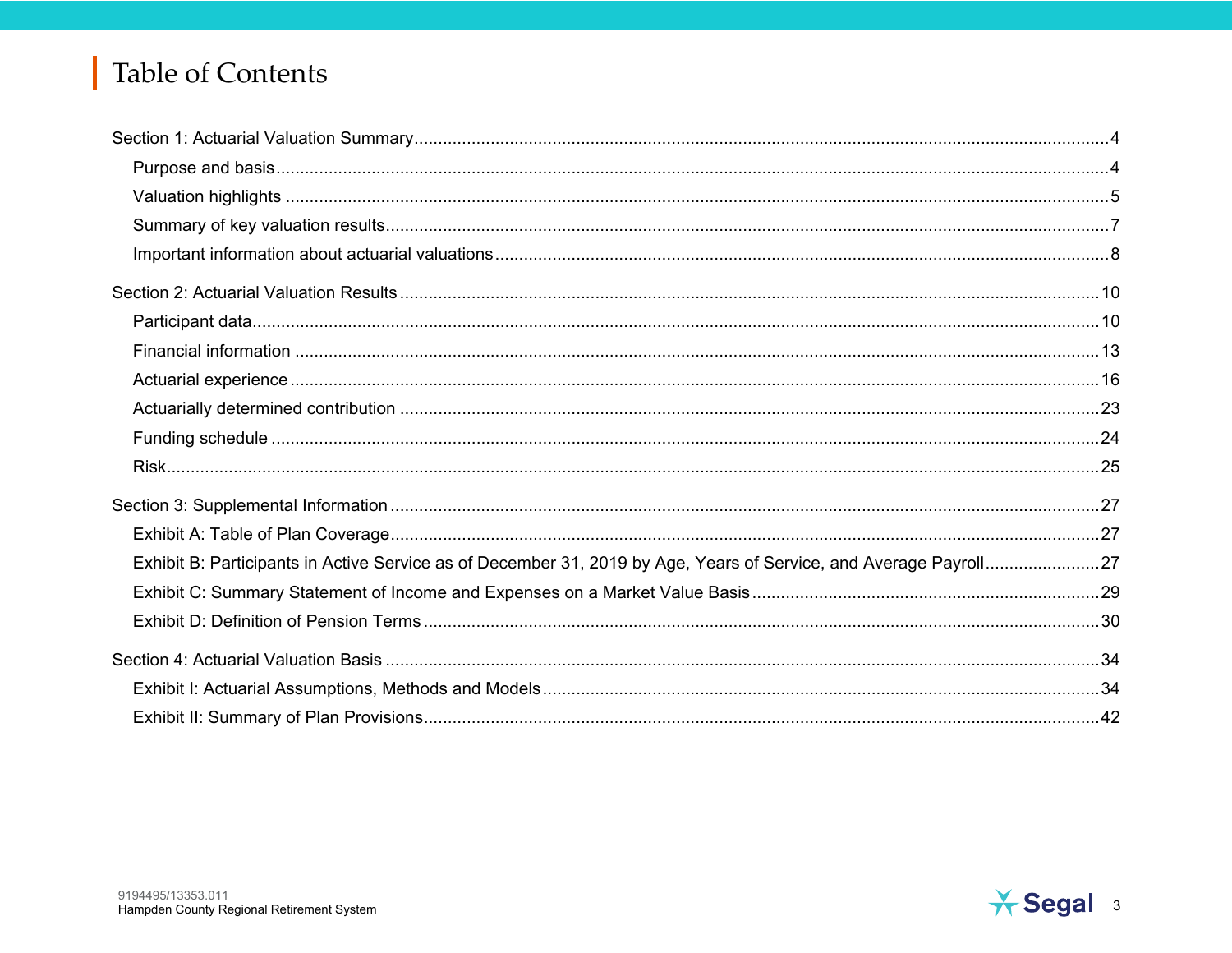# Table of Contents

Section 1: Actuarial Valuation Summary....4

- Purpose and basis....4
- Valuation highlights....5
- Summary of key valuation results....7
- Important information about actuarial valuations....8

Section 2: Actuarial Valuation Results....10

- Participant data....10
- Financial information....13
- Actuarial experience....16
- Actuarially determined contribution....23
- Funding schedule....24
- Risk....25

Section 3: Supplemental Information....27

- Exhibit A: Table of Plan Coverage....27
- Exhibit B: Participants in Active Service as of December 31, 2019 by Age, Years of Service, and Average Payroll....27
- Exhibit C: Summary Statement of Income and Expenses on a Market Value Basis....29
- Exhibit D: Definition of Pension Terms....30

Section 4: Actuarial Valuation Basis....34

- Exhibit I: Actuarial Assumptions, Methods and Models....34
- Exhibit II: Summary of Plan Provisions....42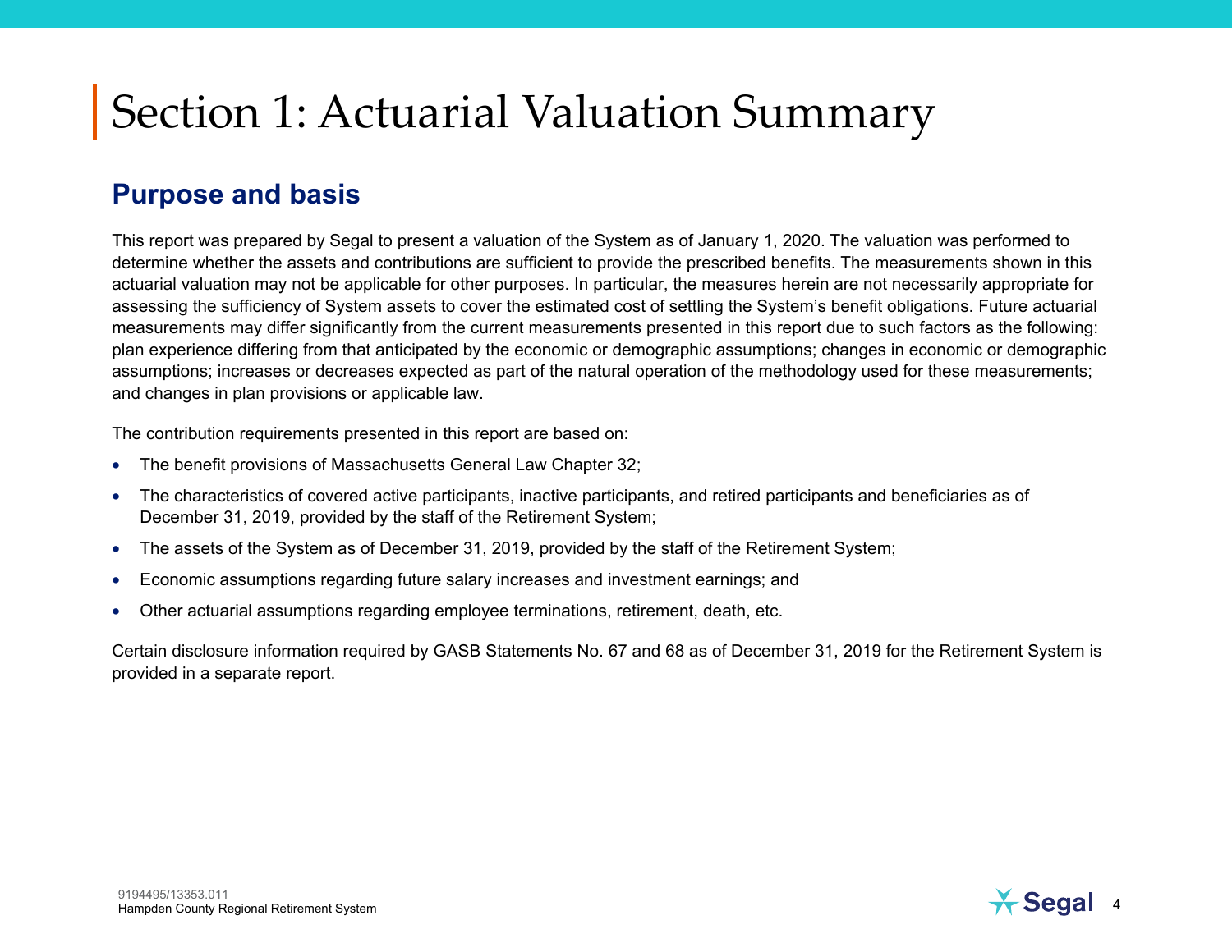# Section 1: Actuarial Valuation Summary

## Purpose and basis

This report was prepared by Segal to present a valuation of the System as of January 1, 2020. The valuation was performed to determine whether the assets and contributions are sufficient to provide the prescribed benefits. The measurements shown in this actuarial valuation may not be applicable for other purposes. In particular, the measures herein are not necessarily appropriate for assessing the sufficiency of System assets to cover the estimated cost of settling the System's benefit obligations. Future actuarial measurements may differ significantly from the current measurements presented in this report due to such factors as the following: plan experience differing from that anticipated by the economic or demographic assumptions; changes in economic or demographic assumptions; increases or decreases expected as part of the natural operation of the methodology used for these measurements; and changes in plan provisions or applicable law.

The contribution requirements presented in this report are based on:

- The benefit provisions of Massachusetts General Law Chapter 32;
- The characteristics of covered active participants, inactive participants, and retired participants and beneficiaries as of December 31, 2019, provided by the staff of the Retirement System;
- The assets of the System as of December 31, 2019, provided by the staff of the Retirement System;
- Economic assumptions regarding future salary increases and investment earnings; and
- Other actuarial assumptions regarding employee terminations, retirement, death, etc.

Certain disclosure information required by GASB Statements No. 67 and 68 as of December 31, 2019 for the Retirement System is provided in a separate report.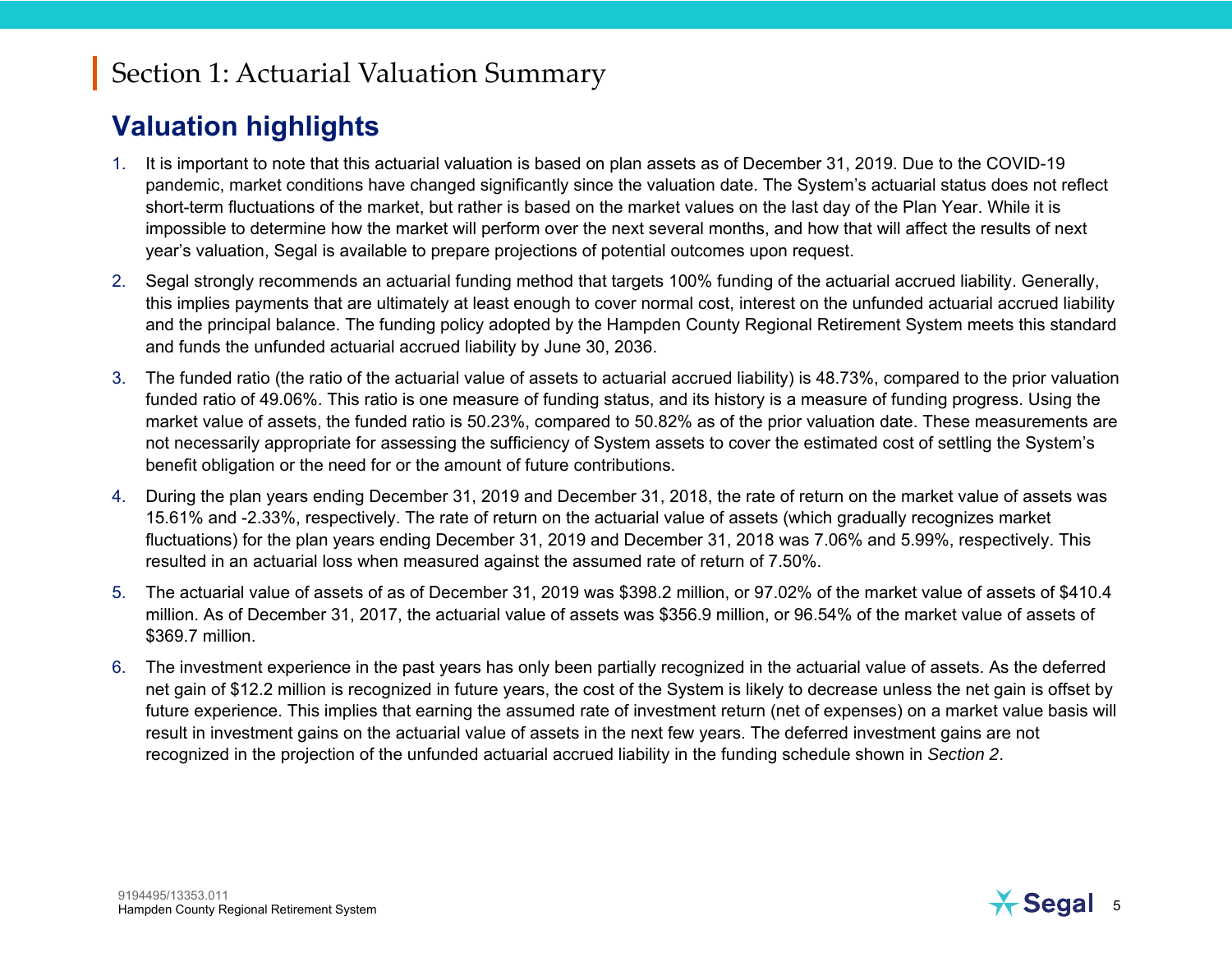# Section 1: Actuarial Valuation Summary

## Valuation highlights

1. It is important to note that this actuarial valuation is based on plan assets as of December 31, 2019. Due to the COVID-19 pandemic, market conditions have changed significantly since the valuation date. The System's actuarial status does not reflect short-term fluctuations of the market, but rather is based on the market values on the last day of the Plan Year. While it is impossible to determine how the market will perform over the next several months, and how that will affect the results of next year's valuation, Segal is available to prepare projections of potential outcomes upon request.
2. Segal strongly recommends an actuarial funding method that targets 100% funding of the actuarial accrued liability. Generally, this implies payments that are ultimately at least enough to cover normal cost, interest on the unfunded actuarial accrued liability and the principal balance. The funding policy adopted by the Hampden County Regional Retirement System meets this standard and funds the unfunded actuarial accrued liability by June 30, 2036.
3. The funded ratio (the ratio of the actuarial value of assets to actuarial accrued liability) is 48.73%, compared to the prior valuation funded ratio of 49.06%. This ratio is one measure of funding status, and its history is a measure of funding progress. Using the market value of assets, the funded ratio is 50.23%, compared to 50.82% as of the prior valuation date. These measurements are not necessarily appropriate for assessing the sufficiency of System assets to cover the estimated cost of settling the System's benefit obligation or the need for or the amount of future contributions.
4. During the plan years ending December 31, 2019 and December 31, 2018, the rate of return on the market value of assets was 15.61% and -2.33%, respectively. The rate of return on the actuarial value of assets (which gradually recognizes market fluctuations) for the plan years ending December 31, 2019 and December 31, 2018 was 7.06% and 5.99%, respectively. This resulted in an actuarial loss when measured against the assumed rate of return of 7.50%.
5. The actuarial value of assets of as of December 31, 2019 was $398.2 million, or 97.02% of the market value of assets of $410.4 million. As of December 31, 2017, the actuarial value of assets was $356.9 million, or 96.54% of the market value of assets of $369.7 million.
6. The investment experience in the past years has only been partially recognized in the actuarial value of assets. As the deferred net gain of $12.2 million is recognized in future years, the cost of the System is likely to decrease unless the net gain is offset by future experience. This implies that earning the assumed rate of investment return (net of expenses) on a market value basis will result in investment gains on the actuarial value of assets in the next few years. The deferred investment gains are not recognized in the projection of the unfunded actuarial accrued liability in the funding schedule shown in *Section 2*.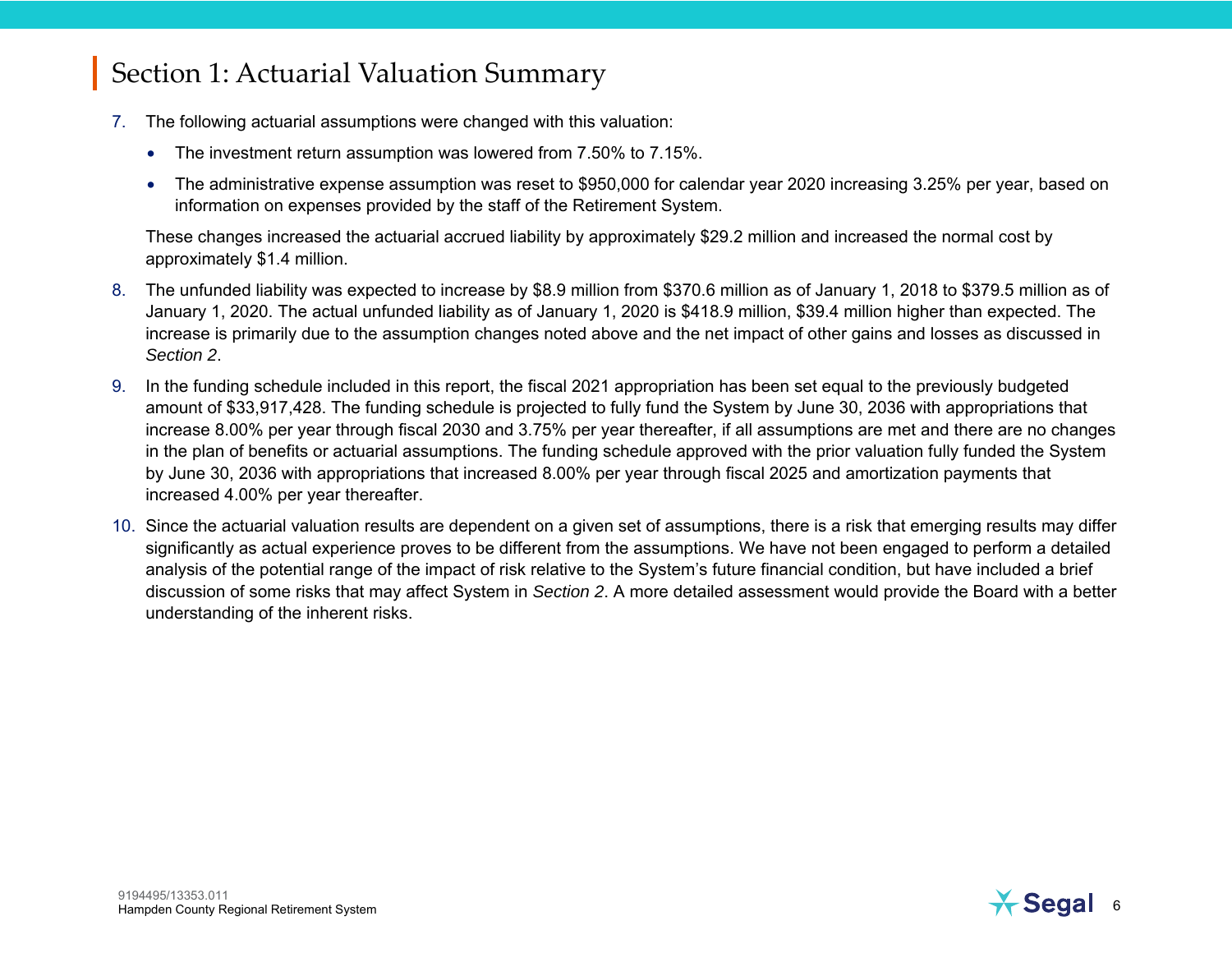# Section 1: Actuarial Valuation Summary

7. The following actuarial assumptions were changed with this valuation:

   - The investment return assumption was lowered from 7.50% to 7.15%.
   - The administrative expense assumption was reset to $950,000 for calendar year 2020 increasing 3.25% per year, based on information on expenses provided by the staff of the Retirement System.

   These changes increased the actuarial accrued liability by approximately $29.2 million and increased the normal cost by approximately $1.4 million.

8. The unfunded liability was expected to increase by $8.9 million from $370.6 million as of January 1, 2018 to $379.5 million as of January 1, 2020. The actual unfunded liability as of January 1, 2020 is $418.9 million, $39.4 million higher than expected. The increase is primarily due to the assumption changes noted above and the net impact of other gains and losses as discussed in *Section 2*.

9. In the funding schedule included in this report, the fiscal 2021 appropriation has been set equal to the previously budgeted amount of $33,917,428. The funding schedule is projected to fully fund the System by June 30, 2036 with appropriations that increase 8.00% per year through fiscal 2030 and 3.75% per year thereafter, if all assumptions are met and there are no changes in the plan of benefits or actuarial assumptions. The funding schedule approved with the prior valuation fully funded the System by June 30, 2036 with appropriations that increased 8.00% per year through fiscal 2025 and amortization payments that increased 4.00% per year thereafter.

10. Since the actuarial valuation results are dependent on a given set of assumptions, there is a risk that emerging results may differ significantly as actual experience proves to be different from the assumptions. We have not been engaged to perform a detailed analysis of the potential range of the impact of risk relative to the System's future financial condition, but have included a brief discussion of some risks that may affect System in *Section 2*. A more detailed assessment would provide the Board with a better understanding of the inherent risks.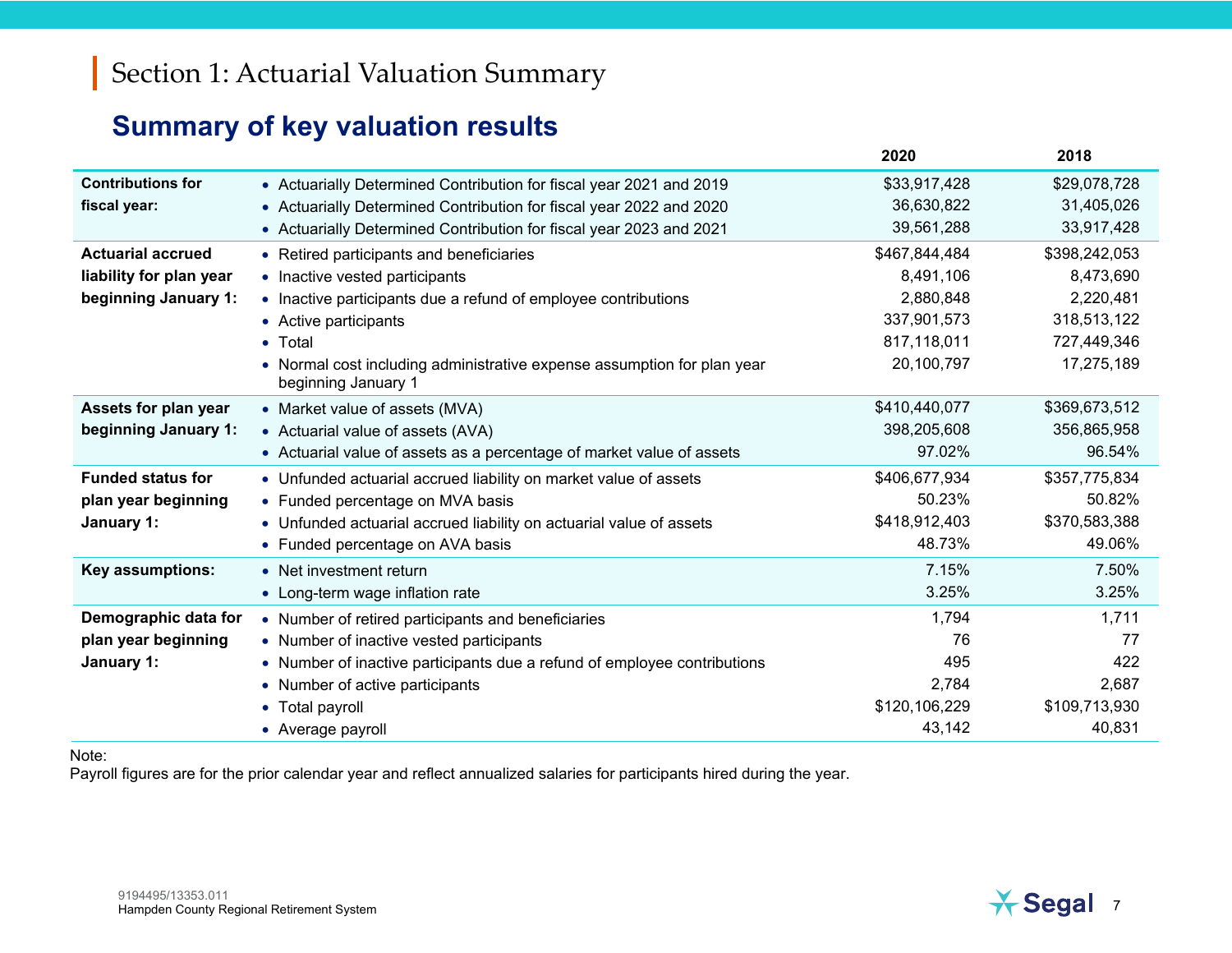# Section 1: Actuarial Valuation Summary

## Summary of key valuation results

| | | 2020 | 2018 |
|---|---|---|---|
| **Contributions for fiscal year:** | • Actuarially Determined Contribution for fiscal year 2021 and 2019 | $33,917,428 | $29,078,728 |
| | • Actuarially Determined Contribution for fiscal year 2022 and 2020 | 36,630,822 | 31,405,026 |
| | • Actuarially Determined Contribution for fiscal year 2023 and 2021 | 39,561,288 | 33,917,428 |
| **Actuarial accrued liability for plan year beginning January 1:** | • Retired participants and beneficiaries | $467,844,484 | $398,242,053 |
| | • Inactive vested participants | 8,491,106 | 8,473,690 |
| | • Inactive participants due a refund of employee contributions | 2,880,848 | 2,220,481 |
| | • Active participants | 337,901,573 | 318,513,122 |
| | • Total | 817,118,011 | 727,449,346 |
| | • Normal cost including administrative expense assumption for plan year beginning January 1 | 20,100,797 | 17,275,189 |
| **Assets for plan year beginning January 1:** | • Market value of assets (MVA) | $410,440,077 | $369,673,512 |
| | • Actuarial value of assets (AVA) | 398,205,608 | 356,865,958 |
| | • Actuarial value of assets as a percentage of market value of assets | 97.02% | 96.54% |
| **Funded status for plan year beginning January 1:** | • Unfunded actuarial accrued liability on market value of assets | $406,677,934 | $357,775,834 |
| | • Funded percentage on MVA basis | 50.23% | 50.82% |
| | • Unfunded actuarial accrued liability on actuarial value of assets | $418,912,403 | $370,583,388 |
| | • Funded percentage on AVA basis | 48.73% | 49.06% |
| **Key assumptions:** | • Net investment return | 7.15% | 7.50% |
| | • Long-term wage inflation rate | 3.25% | 3.25% |
| **Demographic data for plan year beginning January 1:** | • Number of retired participants and beneficiaries | 1,794 | 1,711 |
| | • Number of inactive vested participants | 76 | 77 |
| | • Number of inactive participants due a refund of employee contributions | 495 | 422 |
| | • Number of active participants | 2,784 | 2,687 |
| | • Total payroll | $120,106,229 | $109,713,930 |
| | • Average payroll | 43,142 | 40,831 |

Note:
Payroll figures are for the prior calendar year and reflect annualized salaries for participants hired during the year.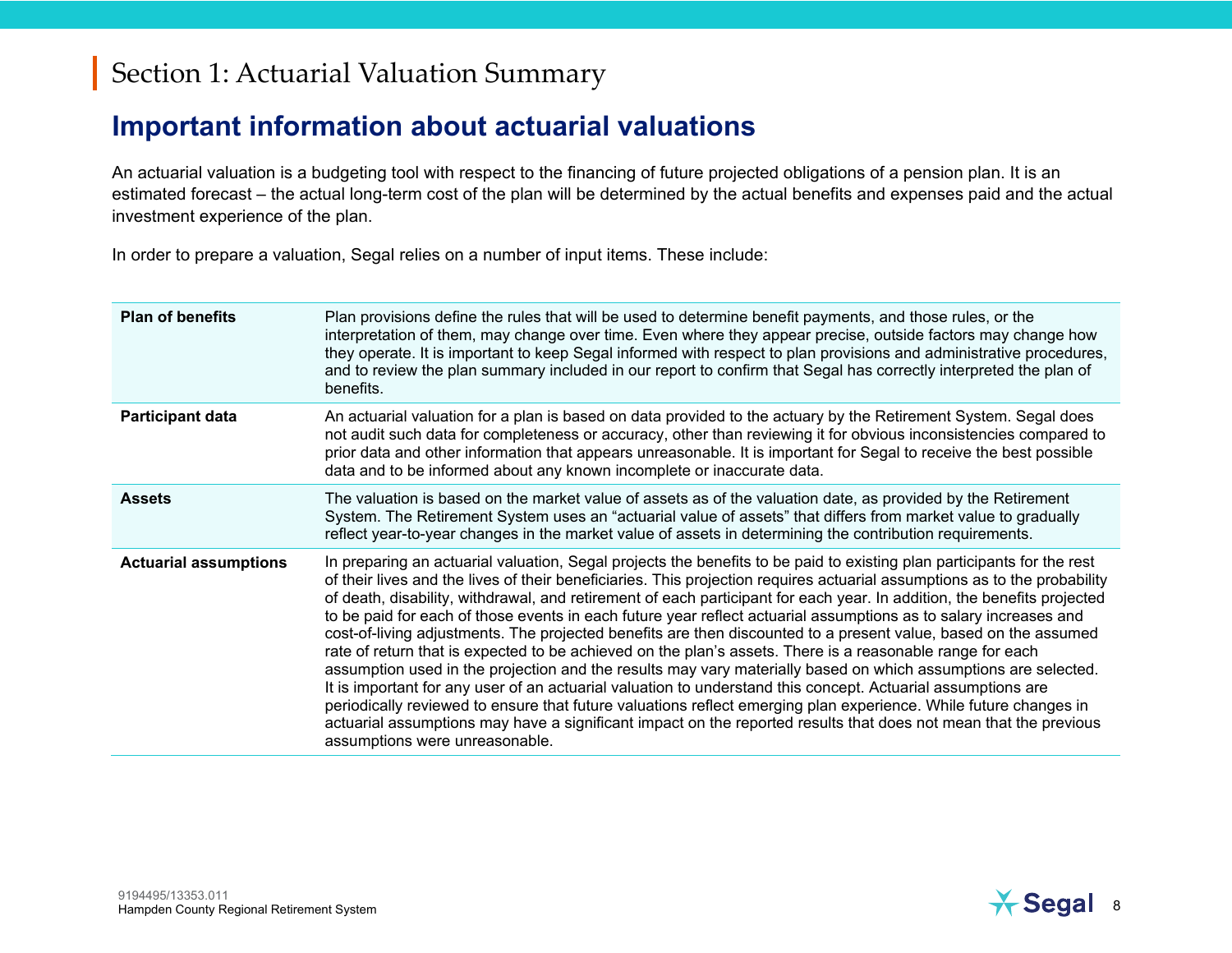# Section 1: Actuarial Valuation Summary

## Important information about actuarial valuations

An actuarial valuation is a budgeting tool with respect to the financing of future projected obligations of a pension plan. It is an estimated forecast – the actual long-term cost of the plan will be determined by the actual benefits and expenses paid and the actual investment experience of the plan.

In order to prepare a valuation, Segal relies on a number of input items. These include:

| | |
|---|---|
| **Plan of benefits** | Plan provisions define the rules that will be used to determine benefit payments, and those rules, or the interpretation of them, may change over time. Even where they appear precise, outside factors may change how they operate. It is important to keep Segal informed with respect to plan provisions and administrative procedures, and to review the plan summary included in our report to confirm that Segal has correctly interpreted the plan of benefits. |
| **Participant data** | An actuarial valuation for a plan is based on data provided to the actuary by the Retirement System. Segal does not audit such data for completeness or accuracy, other than reviewing it for obvious inconsistencies compared to prior data and other information that appears unreasonable. It is important for Segal to receive the best possible data and to be informed about any known incomplete or inaccurate data. |
| **Assets** | The valuation is based on the market value of assets as of the valuation date, as provided by the Retirement System. The Retirement System uses an "actuarial value of assets" that differs from market value to gradually reflect year-to-year changes in the market value of assets in determining the contribution requirements. |
| **Actuarial assumptions** | In preparing an actuarial valuation, Segal projects the benefits to be paid to existing plan participants for the rest of their lives and the lives of their beneficiaries. This projection requires actuarial assumptions as to the probability of death, disability, withdrawal, and retirement of each participant for each year. In addition, the benefits projected to be paid for each of those events in each future year reflect actuarial assumptions as to salary increases and cost-of-living adjustments. The projected benefits are then discounted to a present value, based on the assumed rate of return that is expected to be achieved on the plan's assets. There is a reasonable range for each assumption used in the projection and the results may vary materially based on which assumptions are selected. It is important for any user of an actuarial valuation to understand this concept. Actuarial assumptions are periodically reviewed to ensure that future valuations reflect emerging plan experience. While future changes in actuarial assumptions may have a significant impact on the reported results that does not mean that the previous assumptions were unreasonable. |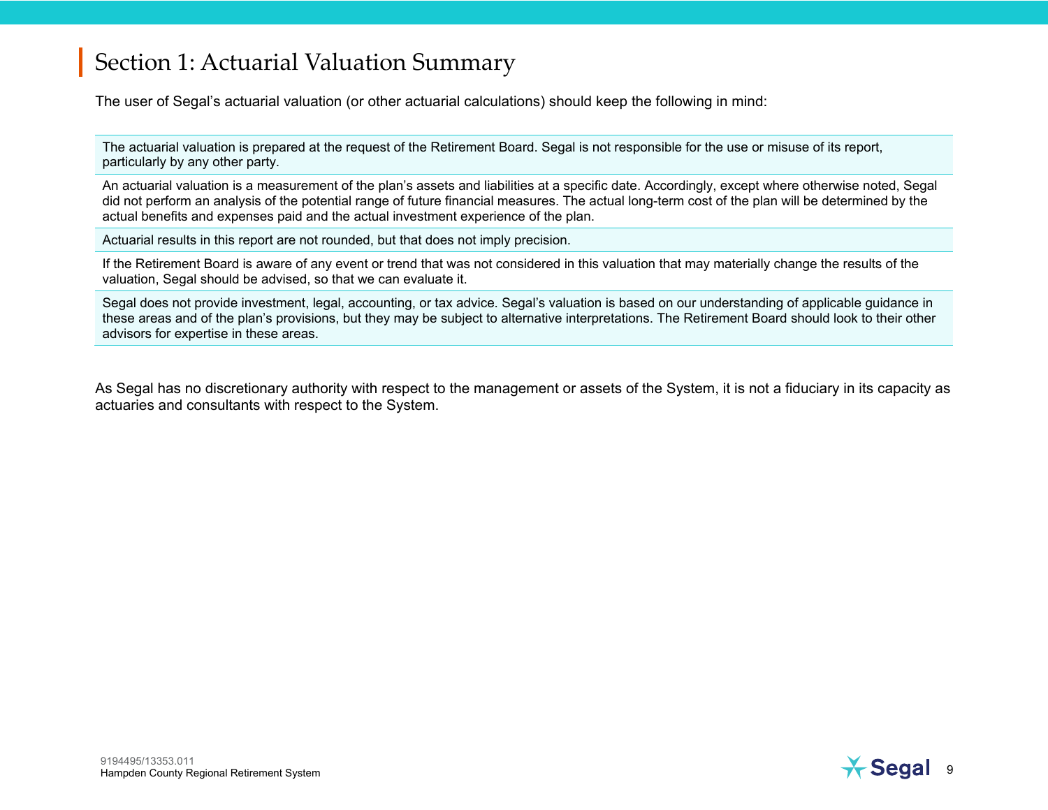# Section 1: Actuarial Valuation Summary

The user of Segal's actuarial valuation (or other actuarial calculations) should keep the following in mind:

- The actuarial valuation is prepared at the request of the Retirement Board. Segal is not responsible for the use or misuse of its report, particularly by any other party.
- An actuarial valuation is a measurement of the plan's assets and liabilities at a specific date. Accordingly, except where otherwise noted, Segal did not perform an analysis of the potential range of future financial measures. The actual long-term cost of the plan will be determined by the actual benefits and expenses paid and the actual investment experience of the plan.
- Actuarial results in this report are not rounded, but that does not imply precision.
- If the Retirement Board is aware of any event or trend that was not considered in this valuation that may materially change the results of the valuation, Segal should be advised, so that we can evaluate it.
- Segal does not provide investment, legal, accounting, or tax advice. Segal's valuation is based on our understanding of applicable guidance in these areas and of the plan's provisions, but they may be subject to alternative interpretations. The Retirement Board should look to their other advisors for expertise in these areas.

As Segal has no discretionary authority with respect to the management or assets of the System, it is not a fiduciary in its capacity as actuaries and consultants with respect to the System.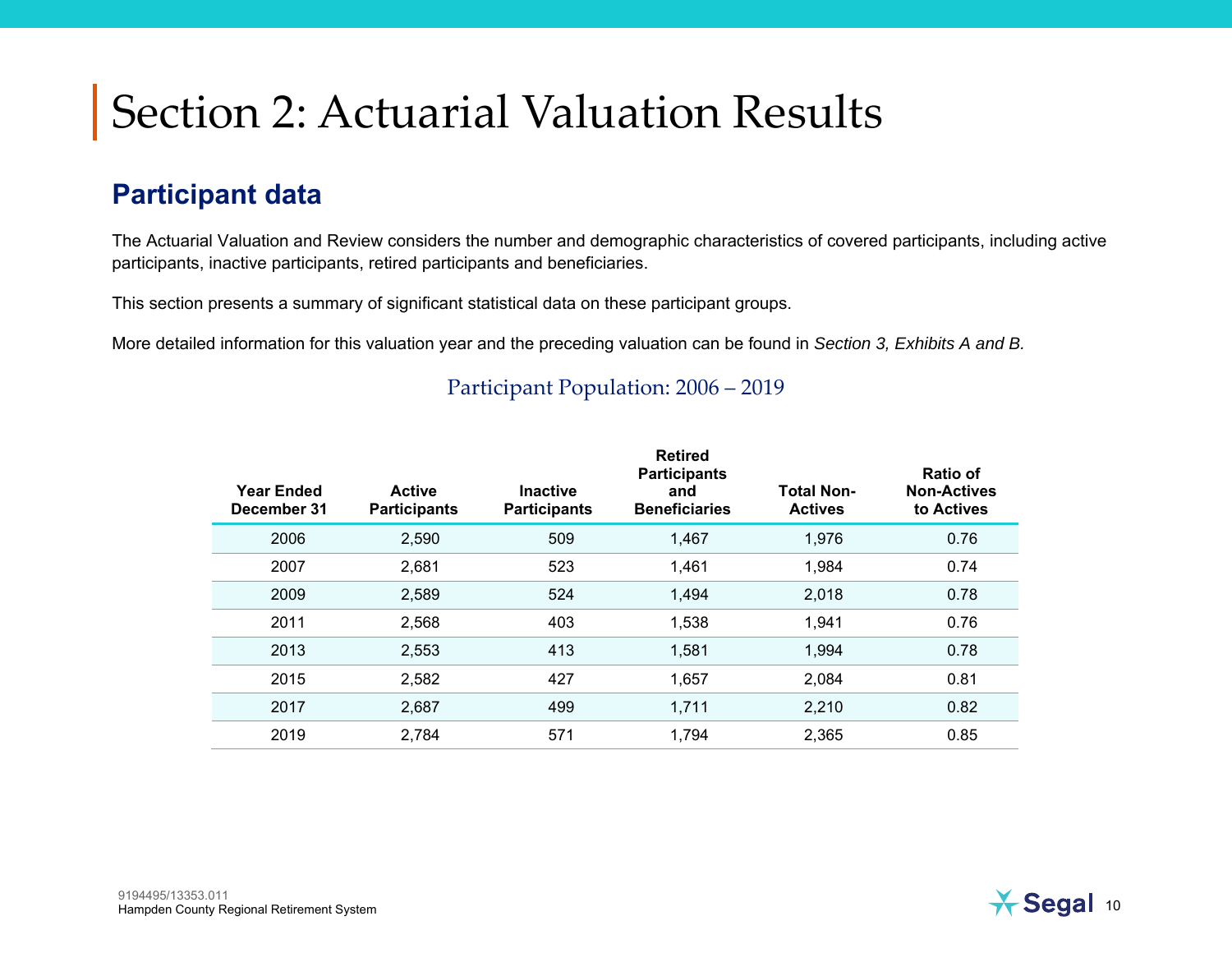# Section 2: Actuarial Valuation Results

## Participant data

The Actuarial Valuation and Review considers the number and demographic characteristics of covered participants, including active participants, inactive participants, retired participants and beneficiaries.

This section presents a summary of significant statistical data on these participant groups.

More detailed information for this valuation year and the preceding valuation can be found in *Section 3, Exhibits A and B.*

### Participant Population: 2006 – 2019

| Year Ended December 31 | Active Participants | Inactive Participants | Retired Participants and Beneficiaries | Total Non-Actives | Ratio of Non-Actives to Actives |
|---|---|---|---|---|---|
| 2006 | 2,590 | 509 | 1,467 | 1,976 | 0.76 |
| 2007 | 2,681 | 523 | 1,461 | 1,984 | 0.74 |
| 2009 | 2,589 | 524 | 1,494 | 2,018 | 0.78 |
| 2011 | 2,568 | 403 | 1,538 | 1,941 | 0.76 |
| 2013 | 2,553 | 413 | 1,581 | 1,994 | 0.78 |
| 2015 | 2,582 | 427 | 1,657 | 2,084 | 0.81 |
| 2017 | 2,687 | 499 | 1,711 | 2,210 | 0.82 |
| 2019 | 2,784 | 571 | 1,794 | 2,365 | 0.85 |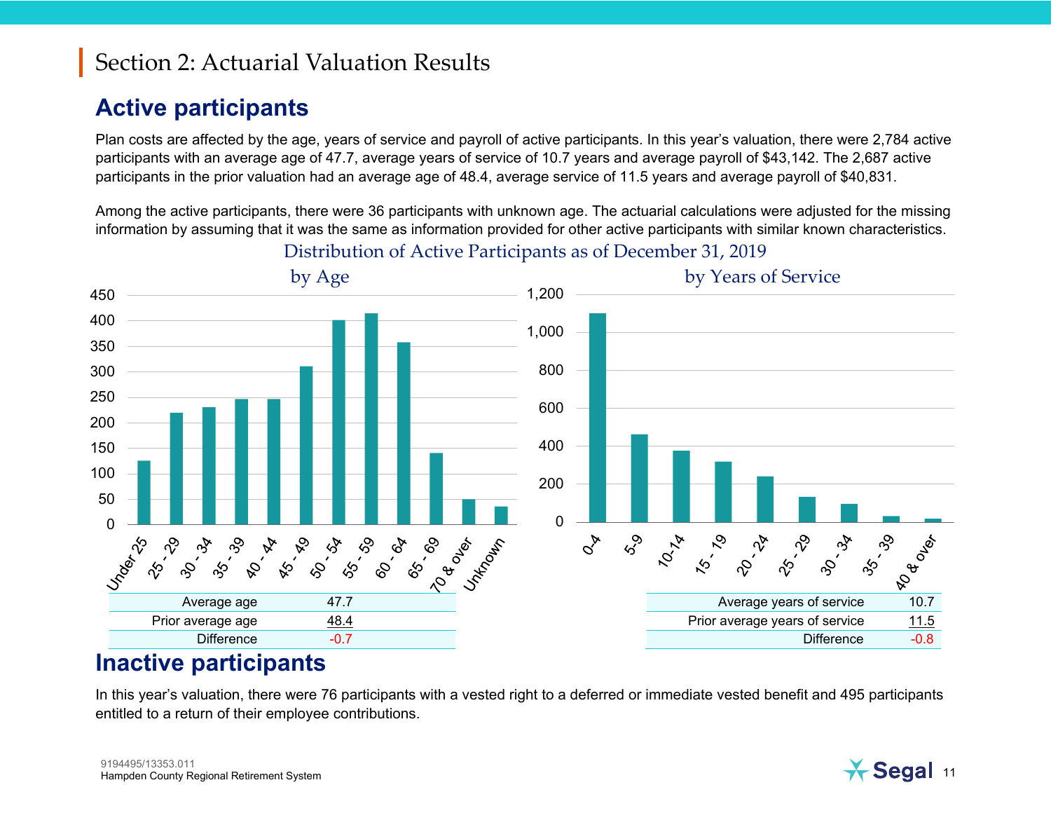# Section 2: Actuarial Valuation Results

## Active participants

Plan costs are affected by the age, years of service and payroll of active participants. In this year's valuation, there were 2,784 active participants with an average age of 47.7, average years of service of 10.7 years and average payroll of $43,142. The 2,687 active participants in the prior valuation had an average age of 48.4, average service of 11.5 years and average payroll of $40,831.

Among the active participants, there were 36 participants with unknown age. The actuarial calculations were adjusted for the missing information by assuming that it was the same as information provided for other active participants with similar known characteristics.

Distribution of Active Participants as of December 31, 2019

by Age

| | |
|---|---|
| Average age | 47.7 |
| Prior average age | 48.4 |
| Difference | -0.7 |

by Years of Service

| | |
|---|---|
| Average years of service | 10.7 |
| Prior average years of service | 11.5 |
| Difference | -0.8 |

## Inactive participants

In this year's valuation, there were 76 participants with a vested right to a deferred or immediate vested benefit and 495 participants entitled to a return of their employee contributions.

9194495/13353.011
Hampden County Regional Retirement System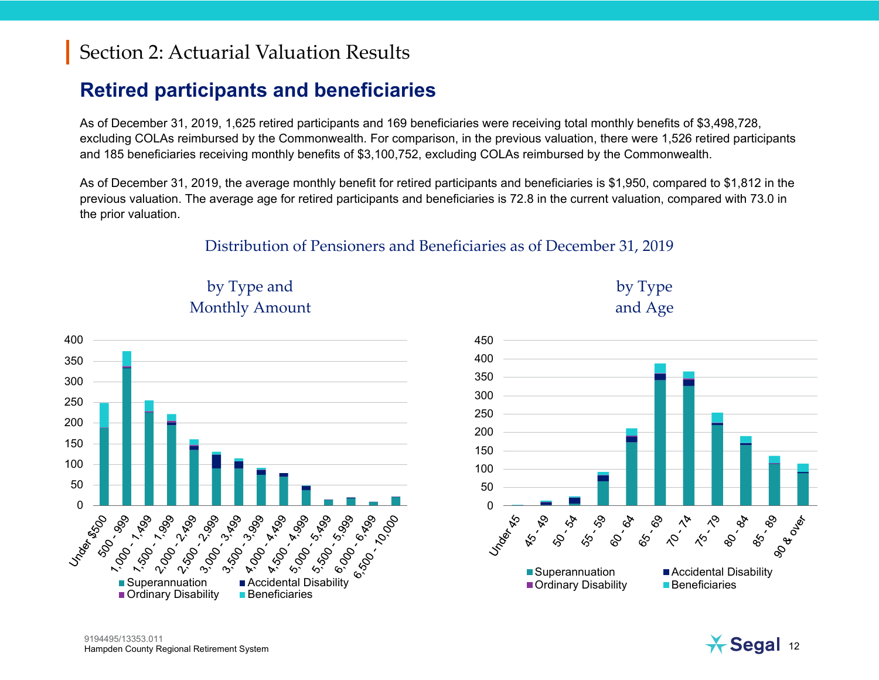# Section 2: Actuarial Valuation Results

## Retired participants and beneficiaries

As of December 31, 2019, 1,625 retired participants and 169 beneficiaries were receiving total monthly benefits of $3,498,728, excluding COLAs reimbursed by the Commonwealth. For comparison, in the previous valuation, there were 1,526 retired participants and 185 beneficiaries receiving monthly benefits of $3,100,752, excluding COLAs reimbursed by the Commonwealth.

As of December 31, 2019, the average monthly benefit for retired participants and beneficiaries is $1,950, compared to $1,812 in the previous valuation. The average age for retired participants and beneficiaries is 72.8 in the current valuation, compared with 73.0 in the prior valuation.

### Distribution of Pensioners and Beneficiaries as of December 31, 2019

by Type and Monthly Amount

by Type and Age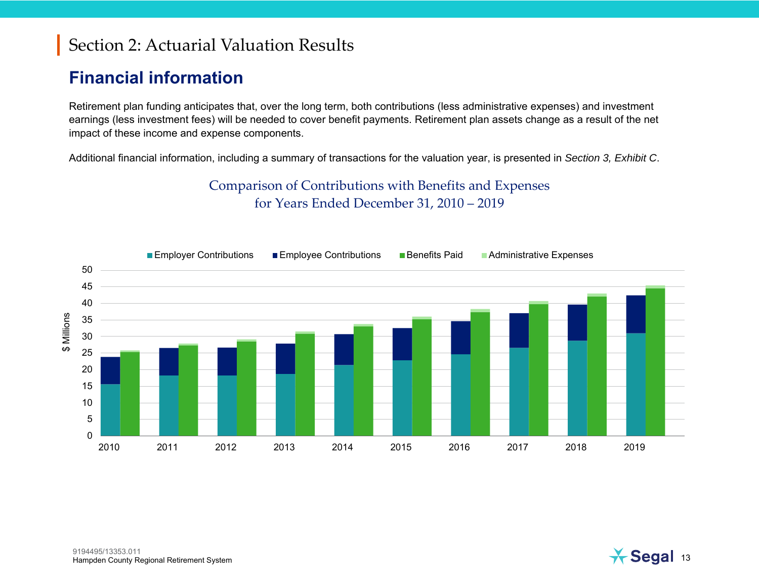# Section 2: Actuarial Valuation Results

## Financial information

Retirement plan funding anticipates that, over the long term, both contributions (less administrative expenses) and investment earnings (less investment fees) will be needed to cover benefit payments. Retirement plan assets change as a result of the net impact of these income and expense components.

Additional financial information, including a summary of transactions for the valuation year, is presented in *Section 3, Exhibit C*.

### Comparison of Contributions with Benefits and Expenses for Years Ended December 31, 2010 – 2019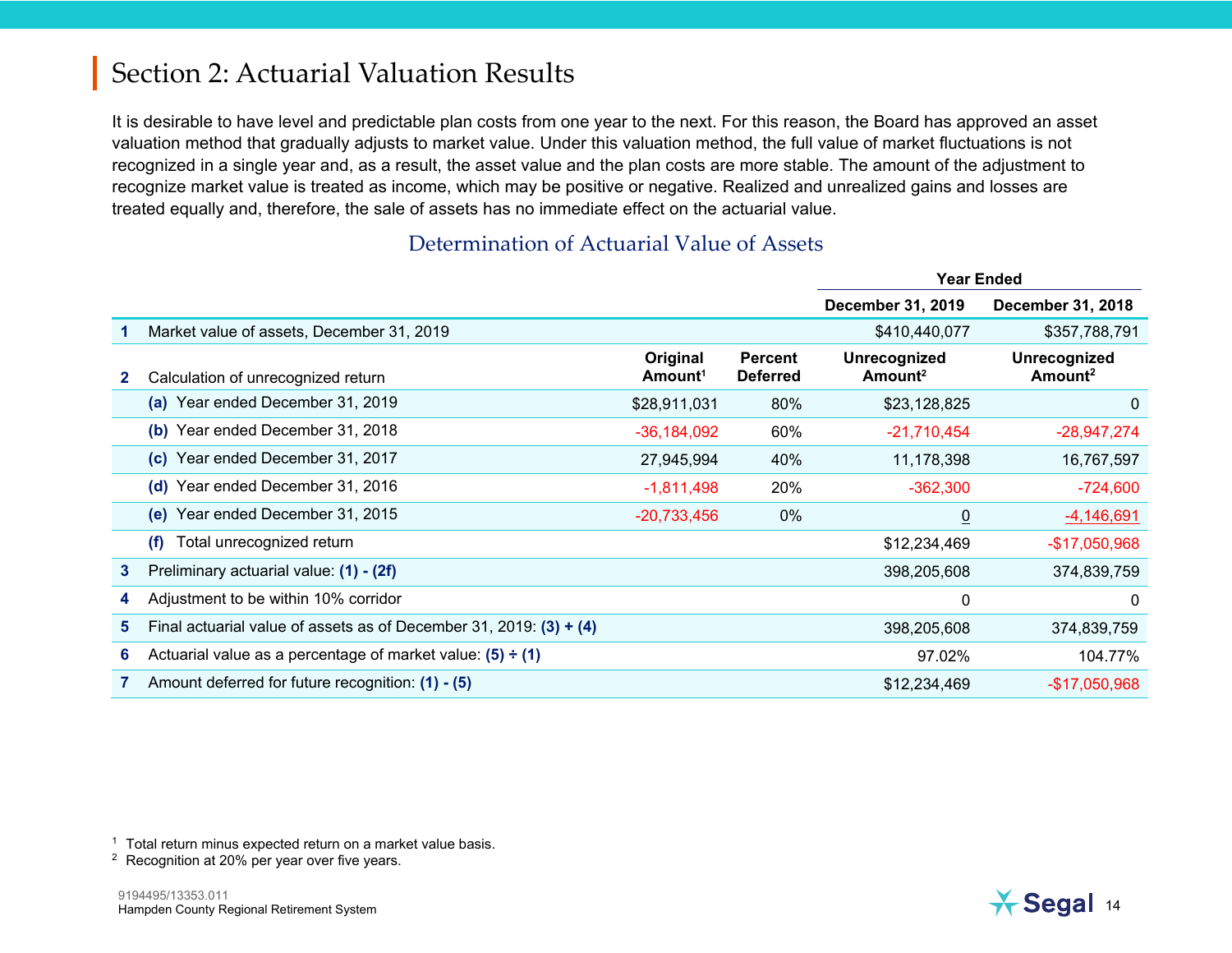# Section 2: Actuarial Valuation Results

It is desirable to have level and predictable plan costs from one year to the next. For this reason, the Board has approved an asset valuation method that gradually adjusts to market value. Under this valuation method, the full value of market fluctuations is not recognized in a single year and, as a result, the asset value and the plan costs are more stable. The amount of the adjustment to recognize market value is treated as income, which may be positive or negative. Realized and unrealized gains and losses are treated equally and, therefore, the sale of assets has no immediate effect on the actuarial value.

## Determination of Actuarial Value of Assets

| | | | | Year Ended | |
|---|---|---|---|---|---|
| | | | | **December 31, 2019** | **December 31, 2018** |
| **1** | Market value of assets, December 31, 2019 | | | $410,440,077 | $357,788,791 |
| **2** | Calculation of unrecognized return | **Original Amount**[1] | **Percent Deferred** | **Unrecognized Amount**[2] | **Unrecognized Amount**[2] |
| | **(a)** Year ended December 31, 2019 | $28,911,031 | 80% | $23,128,825 | 0 |
| | **(b)** Year ended December 31, 2018 | -36,184,092 | 60% | -21,710,454 | -28,947,274 |
| | **(c)** Year ended December 31, 2017 | 27,945,994 | 40% | 11,178,398 | 16,767,597 |
| | **(d)** Year ended December 31, 2016 | -1,811,498 | 20% | -362,300 | -724,600 |
| | **(e)** Year ended December 31, 2015 | -20,733,456 | 0% | 0 | -4,146,691 |
| | **(f)** Total unrecognized return | | | $12,234,469 | -$17,050,968 |
| **3** | Preliminary actuarial value: **(1) - (2f)** | | | 398,205,608 | 374,839,759 |
| **4** | Adjustment to be within 10% corridor | | | 0 | 0 |
| **5** | Final actuarial value of assets as of December 31, 2019: **(3) + (4)** | | | 398,205,608 | 374,839,759 |
| **6** | Actuarial value as a percentage of market value: **(5) ÷ (1)** | | | 97.02% | 104.77% |
| **7** | Amount deferred for future recognition: **(1) - (5)** | | | $12,234,469 | -$17,050,968 |

[1] Total return minus expected return on a market value basis.

[2] Recognition at 20% per year over five years.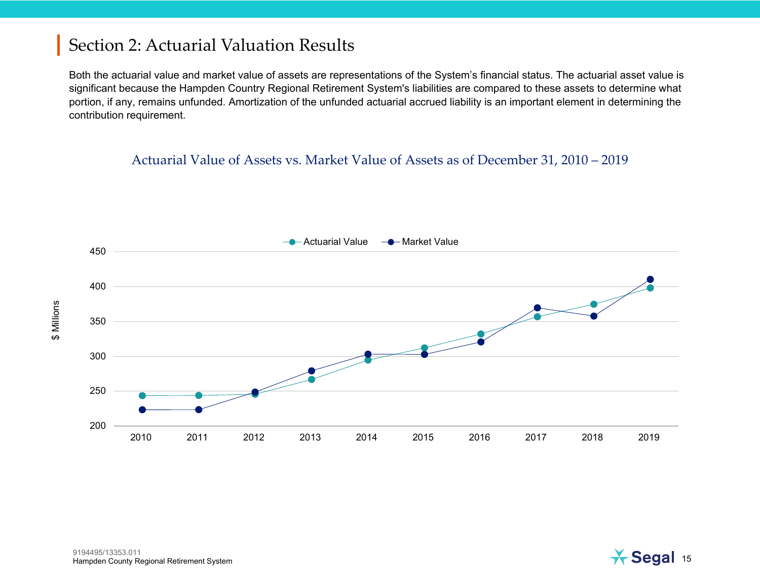## Section 2: Actuarial Valuation Results

Both the actuarial value and market value of assets are representations of the System's financial status. The actuarial asset value is significant because the Hampden Country Regional Retirement System's liabilities are compared to these assets to determine what portion, if any, remains unfunded. Amortization of the unfunded actuarial accrued liability is an important element in determining the contribution requirement.

### Actuarial Value of Assets vs. Market Value of Assets as of December 31, 2010 – 2019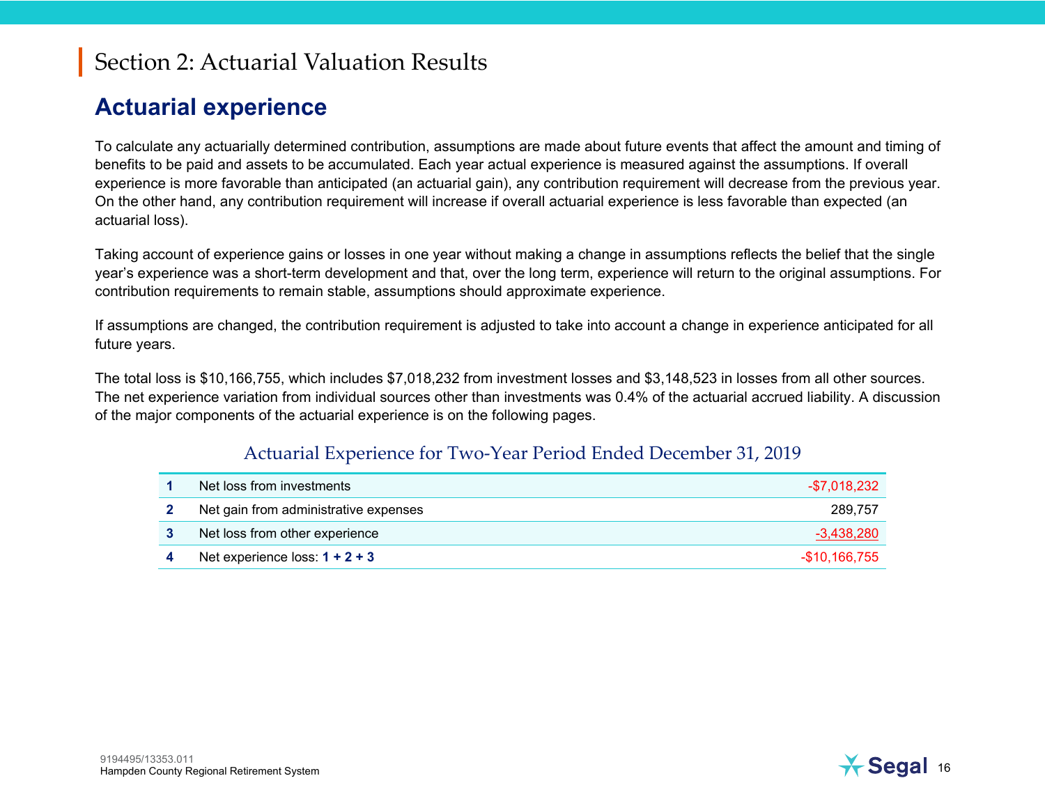# Section 2: Actuarial Valuation Results

## Actuarial experience

To calculate any actuarially determined contribution, assumptions are made about future events that affect the amount and timing of benefits to be paid and assets to be accumulated. Each year actual experience is measured against the assumptions. If overall experience is more favorable than anticipated (an actuarial gain), any contribution requirement will decrease from the previous year. On the other hand, any contribution requirement will increase if overall actuarial experience is less favorable than expected (an actuarial loss).

Taking account of experience gains or losses in one year without making a change in assumptions reflects the belief that the single year's experience was a short-term development and that, over the long term, experience will return to the original assumptions. For contribution requirements to remain stable, assumptions should approximate experience.

If assumptions are changed, the contribution requirement is adjusted to take into account a change in experience anticipated for all future years.

The total loss is $10,166,755, which includes $7,018,232 from investment losses and $3,148,523 in losses from all other sources. The net experience variation from individual sources other than investments was 0.4% of the actuarial accrued liability. A discussion of the major components of the actuarial experience is on the following pages.

### Actuarial Experience for Two-Year Period Ended December 31, 2019

| | | |
|---|---|---|
| **1** | Net loss from investments | -$7,018,232 |
| **2** | Net gain from administrative expenses | 289,757 |
| **3** | Net loss from other experience | -3,438,280 |
| **4** | Net experience loss: **1 + 2 + 3** | -$10,166,755 |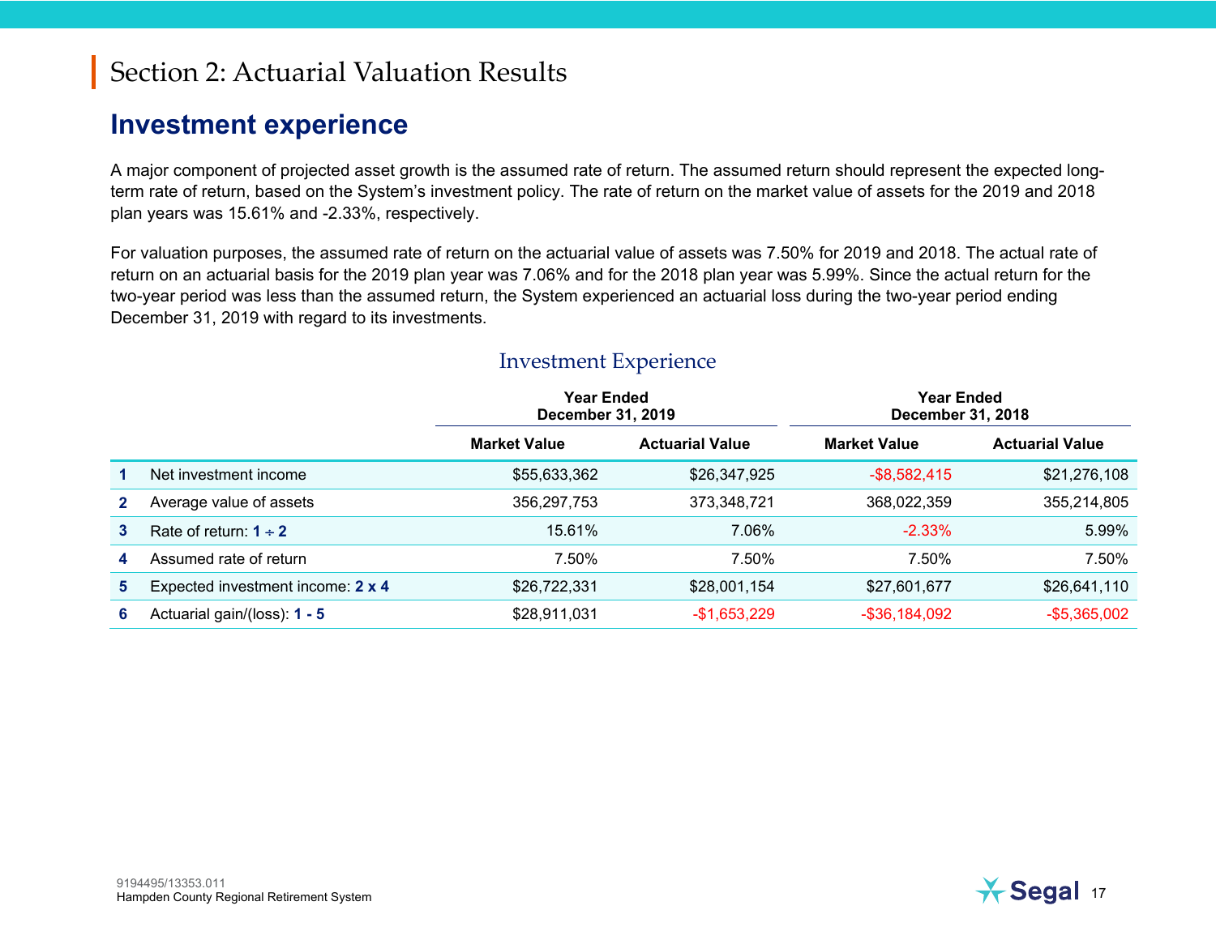# Section 2: Actuarial Valuation Results

## Investment experience

A major component of projected asset growth is the assumed rate of return. The assumed return should represent the expected long-term rate of return, based on the System's investment policy. The rate of return on the market value of assets for the 2019 and 2018 plan years was 15.61% and -2.33%, respectively.

For valuation purposes, the assumed rate of return on the actuarial value of assets was 7.50% for 2019 and 2018. The actual rate of return on an actuarial basis for the 2019 plan year was 7.06% and for the 2018 plan year was 5.99%. Since the actual return for the two-year period was less than the assumed return, the System experienced an actuarial loss during the two-year period ending December 31, 2019 with regard to its investments.

### Investment Experience

| | | Year Ended December 31, 2019 | | Year Ended December 31, 2018 | |
|---|---|---|---|---|---|
| | | **Market Value** | **Actuarial Value** | **Market Value** | **Actuarial Value** |
| **1** | Net investment income | $55,633,362 | $26,347,925 | -$8,582,415 | $21,276,108 |
| **2** | Average value of assets | 356,297,753 | 373,348,721 | 368,022,359 | 355,214,805 |
| **3** | Rate of return: **1 ÷ 2** | 15.61% | 7.06% | -2.33% | 5.99% |
| **4** | Assumed rate of return | 7.50% | 7.50% | 7.50% | 7.50% |
| **5** | Expected investment income: **2 x 4** | $26,722,331 | $28,001,154 | $27,601,677 | $26,641,110 |
| **6** | Actuarial gain/(loss): **1 - 5** | $28,911,031 | -$1,653,229 | -$36,184,092 | -$5,365,002 |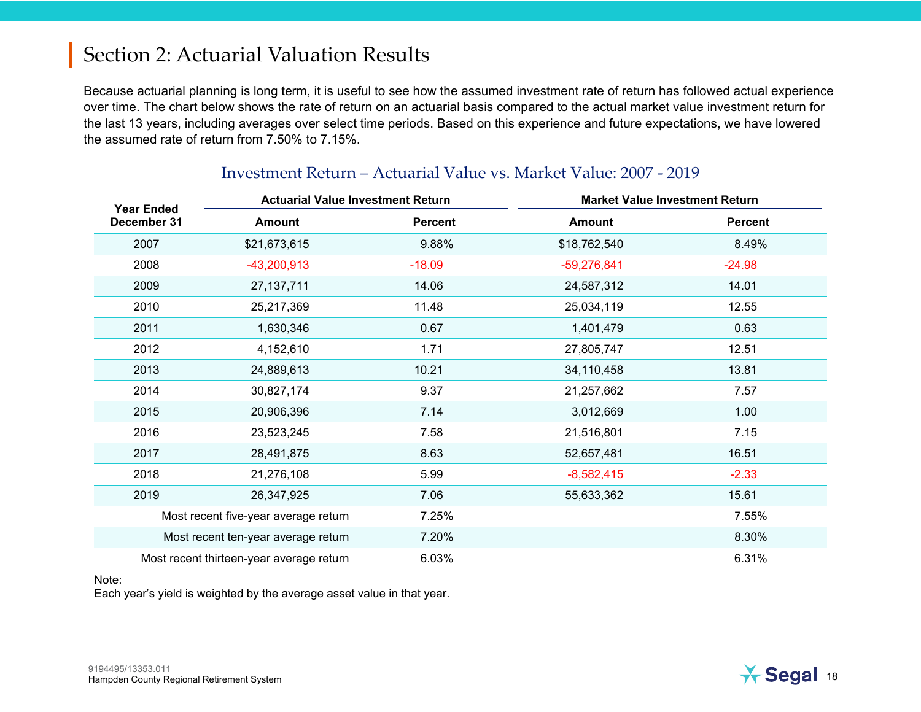# Section 2: Actuarial Valuation Results

Because actuarial planning is long term, it is useful to see how the assumed investment rate of return has followed actual experience over time. The chart below shows the rate of return on an actuarial basis compared to the actual market value investment return for the last 13 years, including averages over select time periods. Based on this experience and future expectations, we have lowered the assumed rate of return from 7.50% to 7.15%.

## Investment Return – Actuarial Value vs. Market Value: 2007 - 2019

| Year Ended December 31 | Actuarial Value Investment Return | | Market Value Investment Return | |
|---|---|---|---|---|
| | Amount | Percent | Amount | Percent |
| 2007 | $21,673,615 | 9.88% | $18,762,540 | 8.49% |
| 2008 | -43,200,913 | -18.09 | -59,276,841 | -24.98 |
| 2009 | 27,137,711 | 14.06 | 24,587,312 | 14.01 |
| 2010 | 25,217,369 | 11.48 | 25,034,119 | 12.55 |
| 2011 | 1,630,346 | 0.67 | 1,401,479 | 0.63 |
| 2012 | 4,152,610 | 1.71 | 27,805,747 | 12.51 |
| 2013 | 24,889,613 | 10.21 | 34,110,458 | 13.81 |
| 2014 | 30,827,174 | 9.37 | 21,257,662 | 7.57 |
| 2015 | 20,906,396 | 7.14 | 3,012,669 | 1.00 |
| 2016 | 23,523,245 | 7.58 | 21,516,801 | 7.15 |
| 2017 | 28,491,875 | 8.63 | 52,657,481 | 16.51 |
| 2018 | 21,276,108 | 5.99 | -8,582,415 | -2.33 |
| 2019 | 26,347,925 | 7.06 | 55,633,362 | 15.61 |
| Most recent five-year average return | | 7.25% | | 7.55% |
| Most recent ten-year average return | | 7.20% | | 8.30% |
| Most recent thirteen-year average return | | 6.03% | | 6.31% |

Note:
Each year's yield is weighted by the average asset value in that year.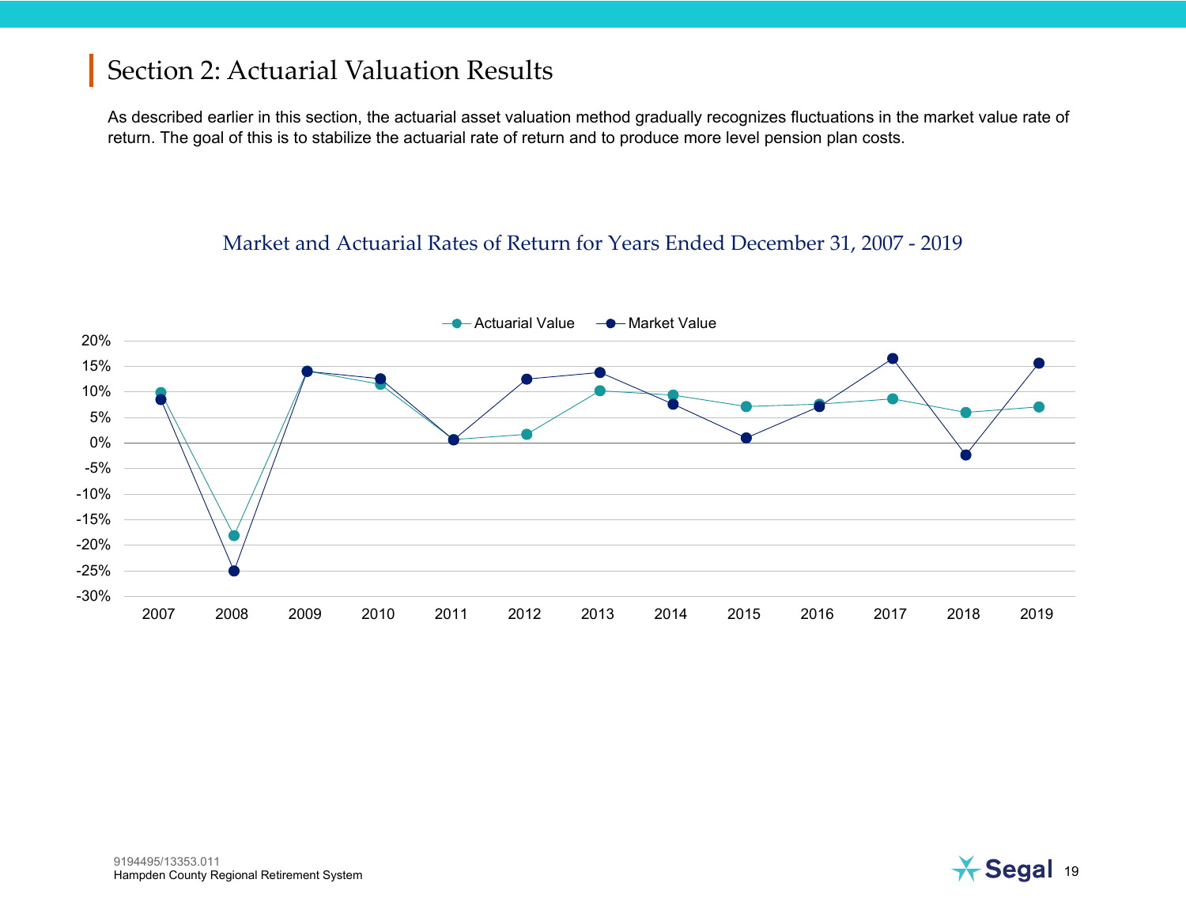# Section 2: Actuarial Valuation Results

As described earlier in this section, the actuarial asset valuation method gradually recognizes fluctuations in the market value rate of return. The goal of this is to stabilize the actuarial rate of return and to produce more level pension plan costs.

Market and Actuarial Rates of Return for Years Ended December 31, 2007 - 2019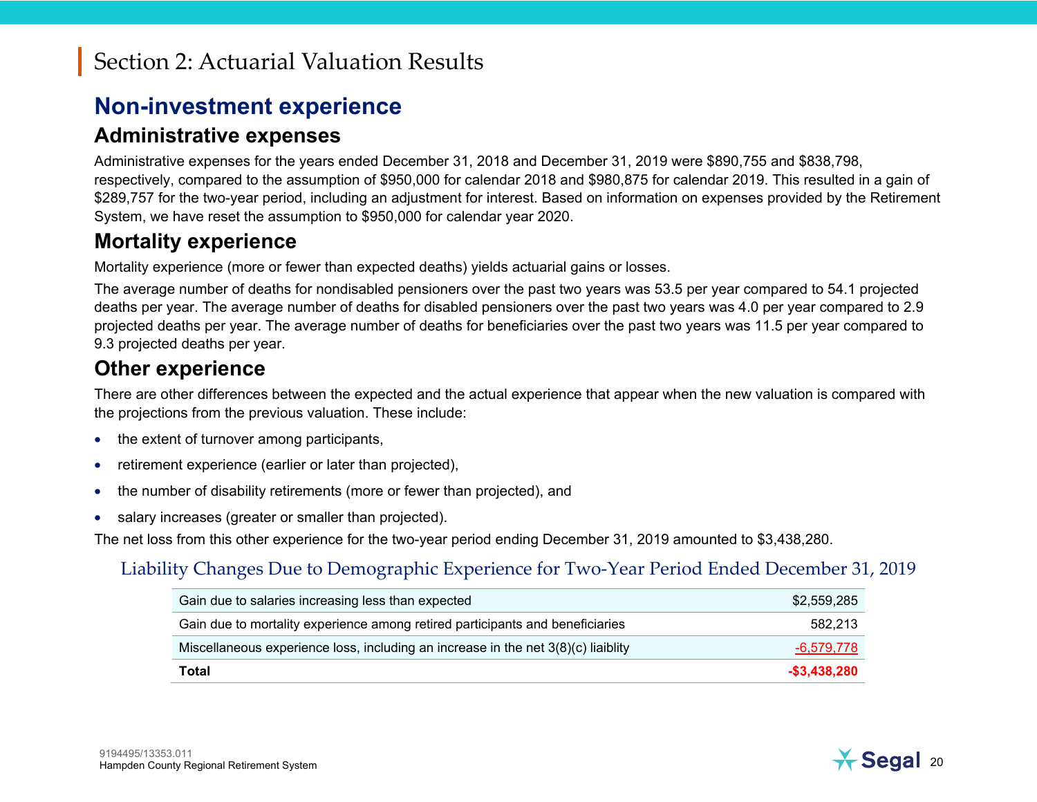# Section 2: Actuarial Valuation Results

## Non-investment experience

### Administrative expenses

Administrative expenses for the years ended December 31, 2018 and December 31, 2019 were $890,755 and $838,798, respectively, compared to the assumption of $950,000 for calendar 2018 and $980,875 for calendar 2019. This resulted in a gain of $289,757 for the two-year period, including an adjustment for interest. Based on information on expenses provided by the Retirement System, we have reset the assumption to $950,000 for calendar year 2020.

### Mortality experience

Mortality experience (more or fewer than expected deaths) yields actuarial gains or losses.

The average number of deaths for nondisabled pensioners over the past two years was 53.5 per year compared to 54.1 projected deaths per year. The average number of deaths for disabled pensioners over the past two years was 4.0 per year compared to 2.9 projected deaths per year. The average number of deaths for beneficiaries over the past two years was 11.5 per year compared to 9.3 projected deaths per year.

### Other experience

There are other differences between the expected and the actual experience that appear when the new valuation is compared with the projections from the previous valuation. These include:

- the extent of turnover among participants,
- retirement experience (earlier or later than projected),
- the number of disability retirements (more or fewer than projected), and
- salary increases (greater or smaller than projected).

The net loss from this other experience for the two-year period ending December 31, 2019 amounted to $3,438,280.

**Liability Changes Due to Demographic Experience for Two-Year Period Ended December 31, 2019**

| | |
|---|---:|
| Gain due to salaries increasing less than expected | $2,559,285 |
| Gain due to mortality experience among retired participants and beneficiaries | 582,213 |
| Miscellaneous experience loss, including an increase in the net 3(8)(c) liaiblity | -6,579,778 |
| **Total** | **-$3,438,280** |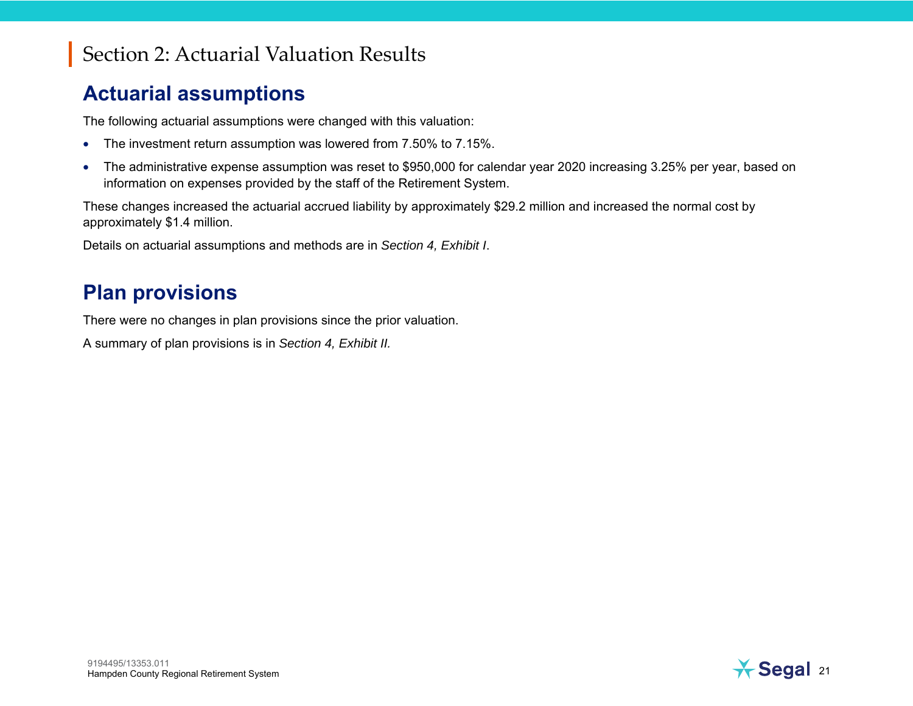# Section 2: Actuarial Valuation Results

## Actuarial assumptions

The following actuarial assumptions were changed with this valuation:

- The investment return assumption was lowered from 7.50% to 7.15%.
- The administrative expense assumption was reset to $950,000 for calendar year 2020 increasing 3.25% per year, based on information on expenses provided by the staff of the Retirement System.

These changes increased the actuarial accrued liability by approximately $29.2 million and increased the normal cost by approximately $1.4 million.

Details on actuarial assumptions and methods are in *Section 4, Exhibit I*.

## Plan provisions

There were no changes in plan provisions since the prior valuation.

A summary of plan provisions is in *Section 4, Exhibit II.*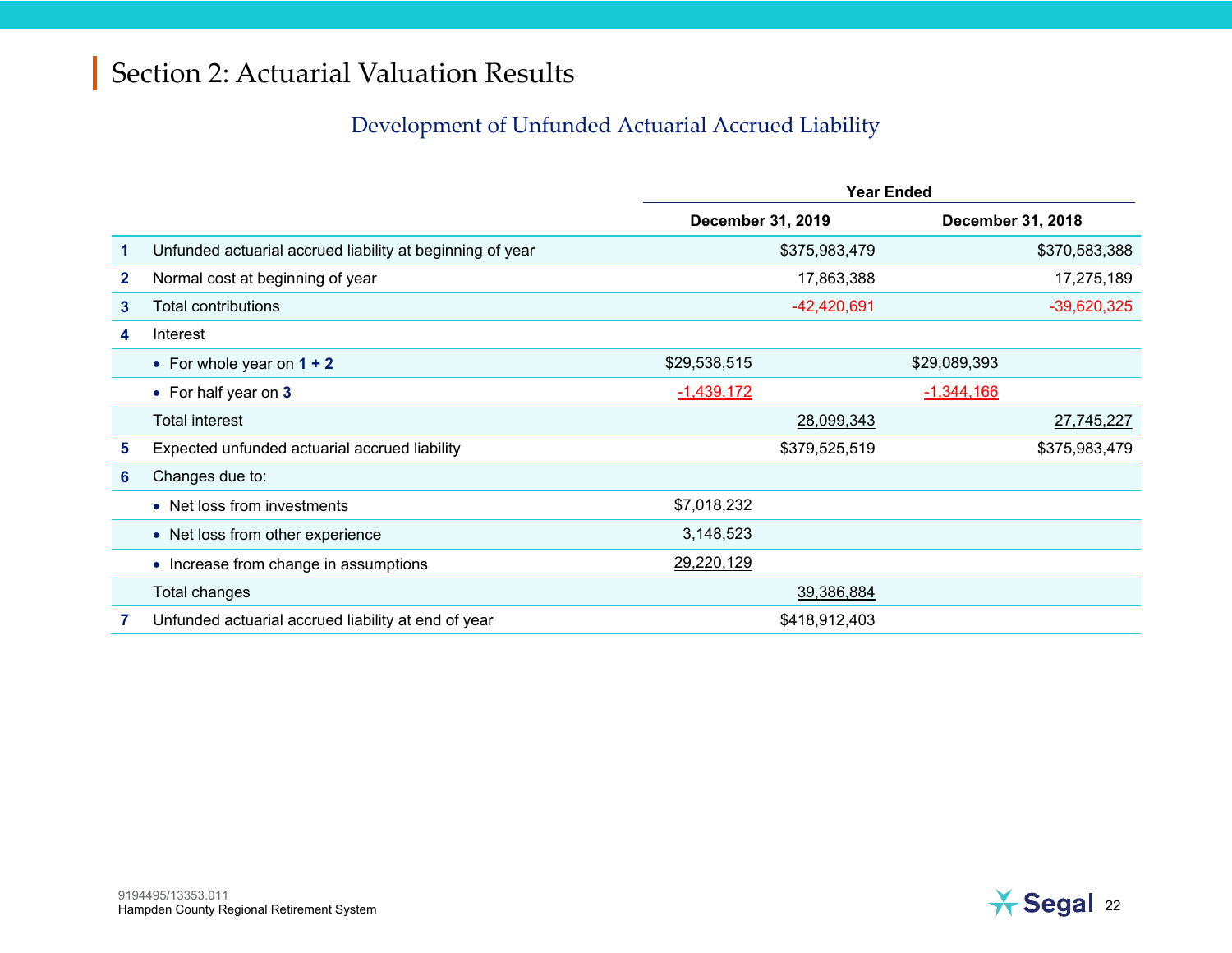# Section 2: Actuarial Valuation Results

## Development of Unfunded Actuarial Accrued Liability

| | | Year Ended | | | |
|---|---|---|---|---|---|
| | | December 31, 2019 | | December 31, 2018 | |
| 1 | Unfunded actuarial accrued liability at beginning of year | | $375,983,479 | | $370,583,388 |
| 2 | Normal cost at beginning of year | | 17,863,388 | | 17,275,189 |
| 3 | Total contributions | | -42,420,691 | | -39,620,325 |
| 4 | Interest | | | | |
| | • For whole year on 1 + 2 | $29,538,515 | | $29,089,393 | |
| | • For half year on 3 | -1,439,172 | | -1,344,166 | |
| | Total interest | | 28,099,343 | | 27,745,227 |
| 5 | Expected unfunded actuarial accrued liability | | $379,525,519 | | $375,983,479 |
| 6 | Changes due to: | | | | |
| | • Net loss from investments | $7,018,232 | | | |
| | • Net loss from other experience | 3,148,523 | | | |
| | • Increase from change in assumptions | 29,220,129 | | | |
| | Total changes | | 39,386,884 | | |
| 7 | Unfunded actuarial accrued liability at end of year | | $418,912,403 | | |

9194495/13353.011
Hampden County Regional Retirement System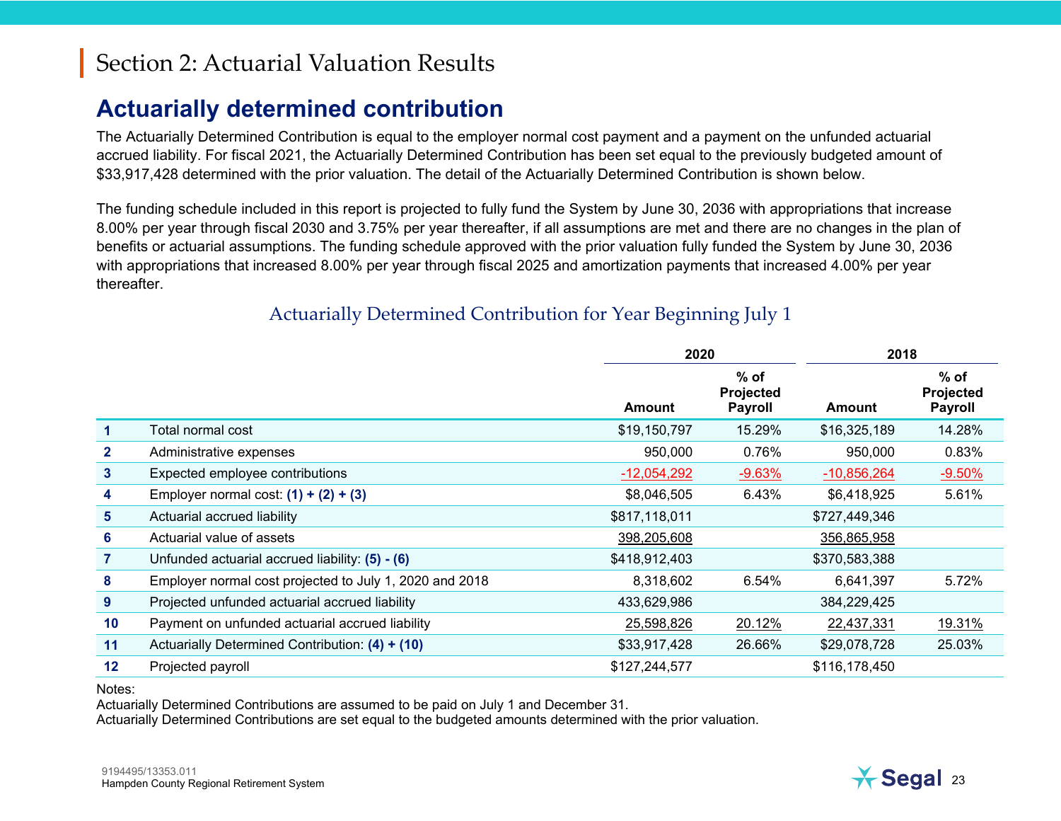# Section 2: Actuarial Valuation Results

## Actuarially determined contribution

The Actuarially Determined Contribution is equal to the employer normal cost payment and a payment on the unfunded actuarial accrued liability. For fiscal 2021, the Actuarially Determined Contribution has been set equal to the previously budgeted amount of $33,917,428 determined with the prior valuation. The detail of the Actuarially Determined Contribution is shown below.

The funding schedule included in this report is projected to fully fund the System by June 30, 2036 with appropriations that increase 8.00% per year through fiscal 2030 and 3.75% per year thereafter, if all assumptions are met and there are no changes in the plan of benefits or actuarial assumptions. The funding schedule approved with the prior valuation fully funded the System by June 30, 2036 with appropriations that increased 8.00% per year through fiscal 2025 and amortization payments that increased 4.00% per year thereafter.

### Actuarially Determined Contribution for Year Beginning July 1

| | | 2020 | | 2018 | |
|---|---|---|---|---|---|
| | | Amount | % of Projected Payroll | Amount | % of Projected Payroll |
| 1 | Total normal cost | $19,150,797 | 15.29% | $16,325,189 | 14.28% |
| 2 | Administrative expenses | 950,000 | 0.76% | 950,000 | 0.83% |
| 3 | Expected employee contributions | -12,054,292 | -9.63% | -10,856,264 | -9.50% |
| 4 | Employer normal cost: **(1) + (2) + (3)** | $8,046,505 | 6.43% | $6,418,925 | 5.61% |
| 5 | Actuarial accrued liability | $817,118,011 | | $727,449,346 | |
| 6 | Actuarial value of assets | 398,205,608 | | 356,865,958 | |
| 7 | Unfunded actuarial accrued liability: **(5) - (6)** | $418,912,403 | | $370,583,388 | |
| 8 | Employer normal cost projected to July 1, 2020 and 2018 | 8,318,602 | 6.54% | 6,641,397 | 5.72% |
| 9 | Projected unfunded actuarial accrued liability | 433,629,986 | | 384,229,425 | |
| 10 | Payment on unfunded actuarial accrued liability | 25,598,826 | 20.12% | 22,437,331 | 19.31% |
| 11 | Actuarially Determined Contribution: **(4) + (10)** | $33,917,428 | 26.66% | $29,078,728 | 25.03% |
| 12 | Projected payroll | $127,244,577 | | $116,178,450 | |

Notes:
Actuarially Determined Contributions are assumed to be paid on July 1 and December 31.
Actuarially Determined Contributions are set equal to the budgeted amounts determined with the prior valuation.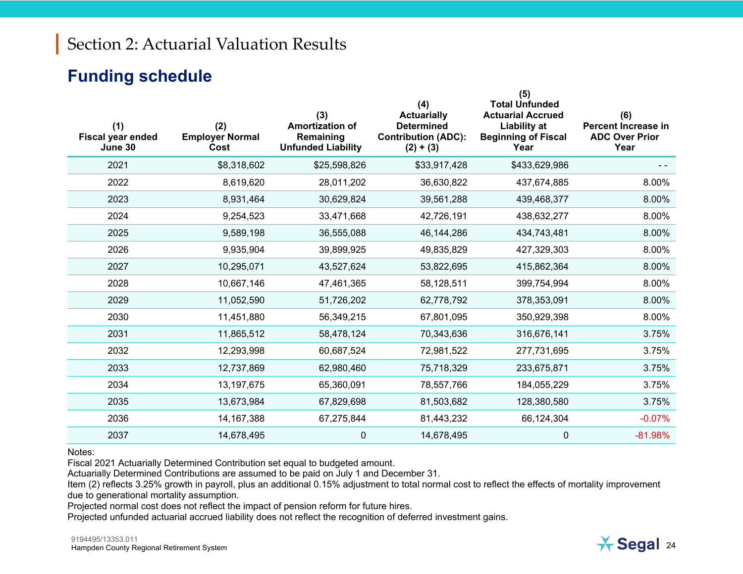# Section 2: Actuarial Valuation Results

## Funding schedule

| (1) Fiscal year ended June 30 | (2) Employer Normal Cost | (3) Amortization of Remaining Unfunded Liability | (4) Actuarially Determined Contribution (ADC): (2) + (3) | (5) Total Unfunded Actuarial Accrued Liability at Beginning of Fiscal Year | (6) Percent Increase in ADC Over Prior Year |
|---|---|---|---|---|---|
| 2021 | $8,318,602 | $25,598,826 | $33,917,428 | $433,629,986 | - - |
| 2022 | 8,619,620 | 28,011,202 | 36,630,822 | 437,674,885 | 8.00% |
| 2023 | 8,931,464 | 30,629,824 | 39,561,288 | 439,468,377 | 8.00% |
| 2024 | 9,254,523 | 33,471,668 | 42,726,191 | 438,632,277 | 8.00% |
| 2025 | 9,589,198 | 36,555,088 | 46,144,286 | 434,743,481 | 8.00% |
| 2026 | 9,935,904 | 39,899,925 | 49,835,829 | 427,329,303 | 8.00% |
| 2027 | 10,295,071 | 43,527,624 | 53,822,695 | 415,862,364 | 8.00% |
| 2028 | 10,667,146 | 47,461,365 | 58,128,511 | 399,754,994 | 8.00% |
| 2029 | 11,052,590 | 51,726,202 | 62,778,792 | 378,353,091 | 8.00% |
| 2030 | 11,451,880 | 56,349,215 | 67,801,095 | 350,929,398 | 8.00% |
| 2031 | 11,865,512 | 58,478,124 | 70,343,636 | 316,676,141 | 3.75% |
| 2032 | 12,293,998 | 60,687,524 | 72,981,522 | 277,731,695 | 3.75% |
| 2033 | 12,737,869 | 62,980,460 | 75,718,329 | 233,675,871 | 3.75% |
| 2034 | 13,197,675 | 65,360,091 | 78,557,766 | 184,055,229 | 3.75% |
| 2035 | 13,673,984 | 67,829,698 | 81,503,682 | 128,380,580 | 3.75% |
| 2036 | 14,167,388 | 67,275,844 | 81,443,232 | 66,124,304 | -0.07% |
| 2037 | 14,678,495 | 0 | 14,678,495 | 0 | -81.98% |

Notes:

Fiscal 2021 Actuarially Determined Contribution set equal to budgeted amount.

Actuarially Determined Contributions are assumed to be paid on July 1 and December 31.

Item (2) reflects 3.25% growth in payroll, plus an additional 0.15% adjustment to total normal cost to reflect the effects of mortality improvement due to generational mortality assumption.

Projected normal cost does not reflect the impact of pension reform for future hires.

Projected unfunded actuarial accrued liability does not reflect the recognition of deferred investment gains.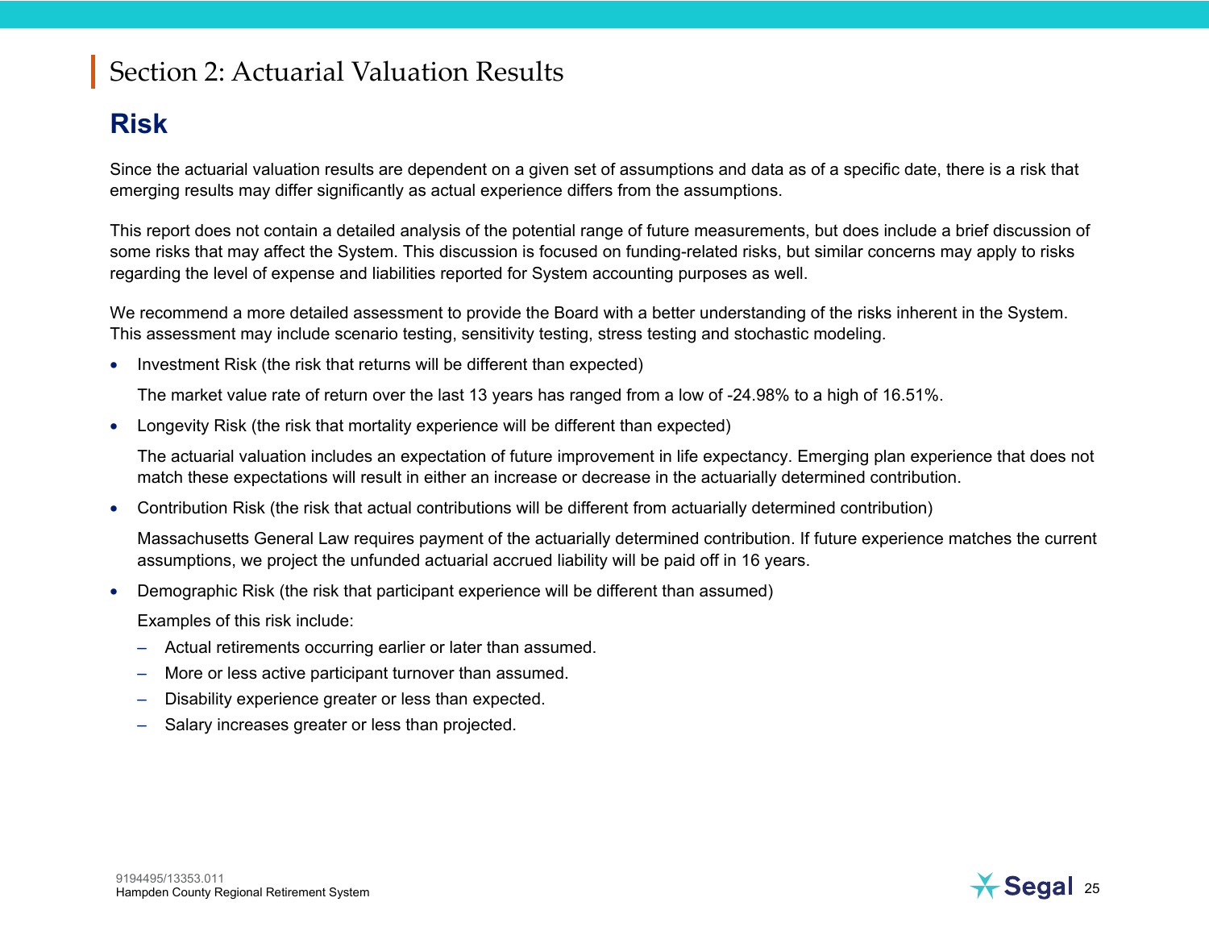# Section 2: Actuarial Valuation Results

## Risk

Since the actuarial valuation results are dependent on a given set of assumptions and data as of a specific date, there is a risk that emerging results may differ significantly as actual experience differs from the assumptions.

This report does not contain a detailed analysis of the potential range of future measurements, but does include a brief discussion of some risks that may affect the System. This discussion is focused on funding-related risks, but similar concerns may apply to risks regarding the level of expense and liabilities reported for System accounting purposes as well.

We recommend a more detailed assessment to provide the Board with a better understanding of the risks inherent in the System. This assessment may include scenario testing, sensitivity testing, stress testing and stochastic modeling.

- Investment Risk (the risk that returns will be different than expected)

  The market value rate of return over the last 13 years has ranged from a low of -24.98% to a high of 16.51%.

- Longevity Risk (the risk that mortality experience will be different than expected)

  The actuarial valuation includes an expectation of future improvement in life expectancy. Emerging plan experience that does not match these expectations will result in either an increase or decrease in the actuarially determined contribution.

- Contribution Risk (the risk that actual contributions will be different from actuarially determined contribution)

  Massachusetts General Law requires payment of the actuarially determined contribution. If future experience matches the current assumptions, we project the unfunded actuarial accrued liability will be paid off in 16 years.

- Demographic Risk (the risk that participant experience will be different than assumed)

  Examples of this risk include:

  - Actual retirements occurring earlier or later than assumed.
  - More or less active participant turnover than assumed.
  - Disability experience greater or less than expected.
  - Salary increases greater or less than projected.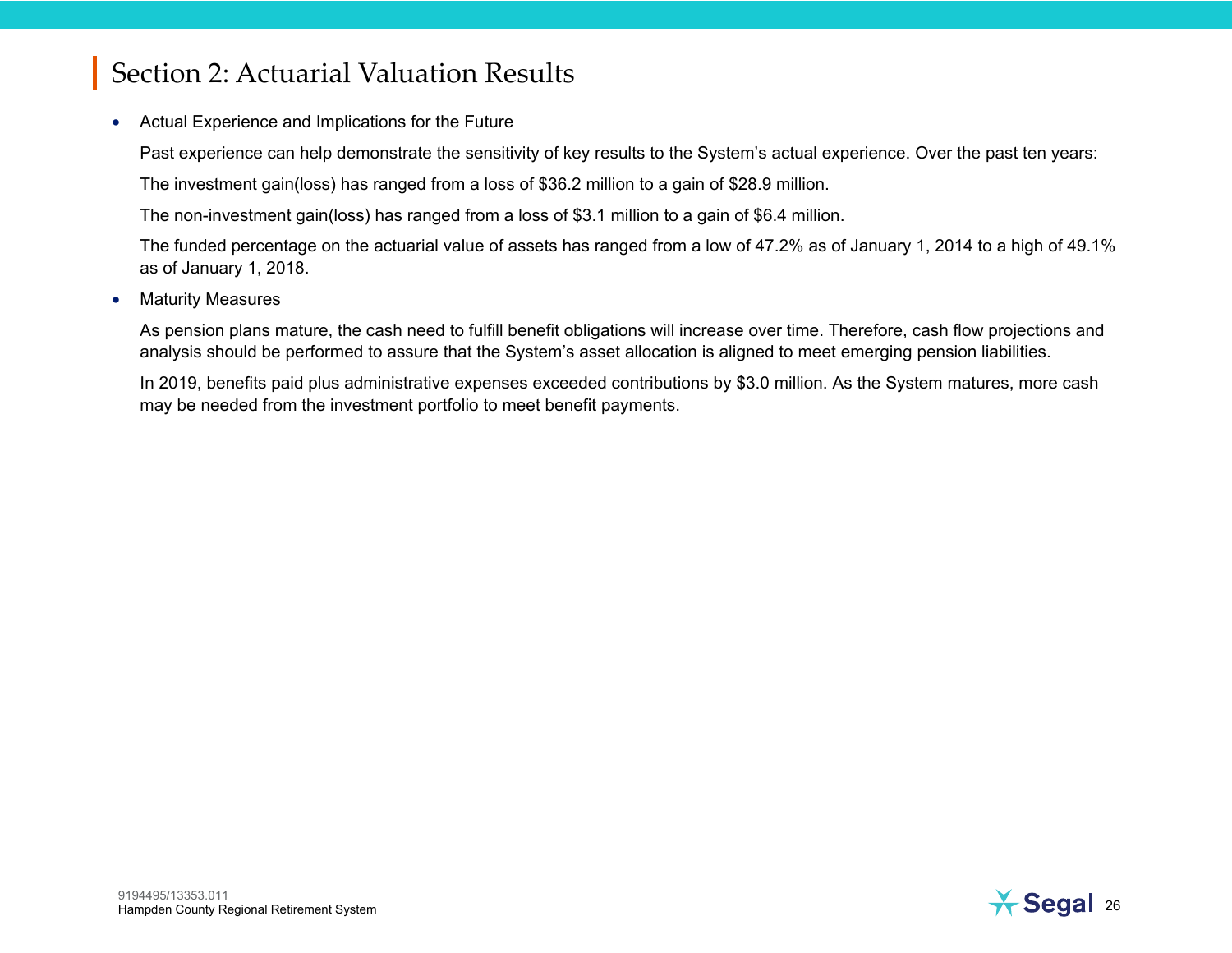# Section 2: Actuarial Valuation Results

- Actual Experience and Implications for the Future

  Past experience can help demonstrate the sensitivity of key results to the System's actual experience. Over the past ten years:

  The investment gain(loss) has ranged from a loss of $36.2 million to a gain of $28.9 million.

  The non-investment gain(loss) has ranged from a loss of $3.1 million to a gain of $6.4 million.

  The funded percentage on the actuarial value of assets has ranged from a low of 47.2% as of January 1, 2014 to a high of 49.1% as of January 1, 2018.

- Maturity Measures

  As pension plans mature, the cash need to fulfill benefit obligations will increase over time. Therefore, cash flow projections and analysis should be performed to assure that the System's asset allocation is aligned to meet emerging pension liabilities.

  In 2019, benefits paid plus administrative expenses exceeded contributions by $3.0 million. As the System matures, more cash may be needed from the investment portfolio to meet benefit payments.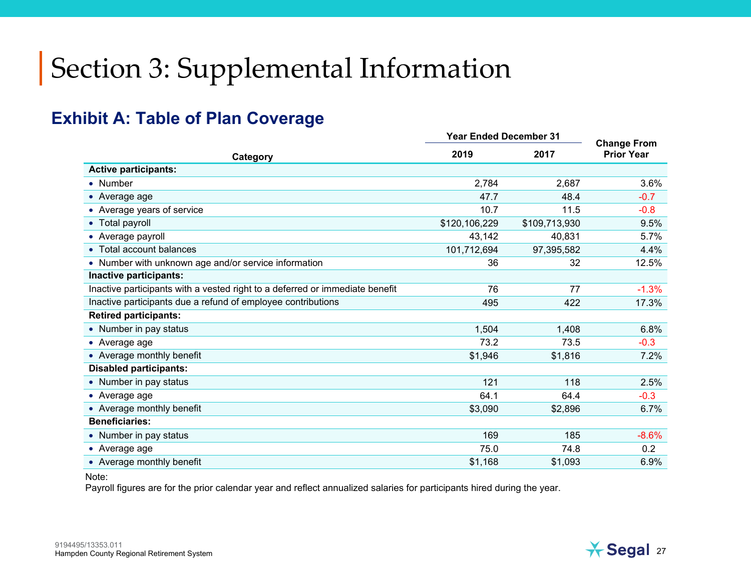# Section 3: Supplemental Information

## Exhibit A: Table of Plan Coverage

| Category | Year Ended December 31 | | Change From Prior Year |
|---|---|---|---|
| | 2019 | 2017 | |
| **Active participants:** | | | |
| • Number | 2,784 | 2,687 | 3.6% |
| • Average age | 47.7 | 48.4 | -0.7 |
| • Average years of service | 10.7 | 11.5 | -0.8 |
| • Total payroll | $120,106,229 | $109,713,930 | 9.5% |
| • Average payroll | 43,142 | 40,831 | 5.7% |
| • Total account balances | 101,712,694 | 97,395,582 | 4.4% |
| • Number with unknown age and/or service information | 36 | 32 | 12.5% |
| **Inactive participants:** | | | |
| Inactive participants with a vested right to a deferred or immediate benefit | 76 | 77 | -1.3% |
| Inactive participants due a refund of employee contributions | 495 | 422 | 17.3% |
| **Retired participants:** | | | |
| • Number in pay status | 1,504 | 1,408 | 6.8% |
| • Average age | 73.2 | 73.5 | -0.3 |
| • Average monthly benefit | $1,946 | $1,816 | 7.2% |
| **Disabled participants:** | | | |
| • Number in pay status | 121 | 118 | 2.5% |
| • Average age | 64.1 | 64.4 | -0.3 |
| • Average monthly benefit | $3,090 | $2,896 | 6.7% |
| **Beneficiaries:** | | | |
| • Number in pay status | 169 | 185 | -8.6% |
| • Average age | 75.0 | 74.8 | 0.2 |
| • Average monthly benefit | $1,168 | $1,093 | 6.9% |

Note:
Payroll figures are for the prior calendar year and reflect annualized salaries for participants hired during the year.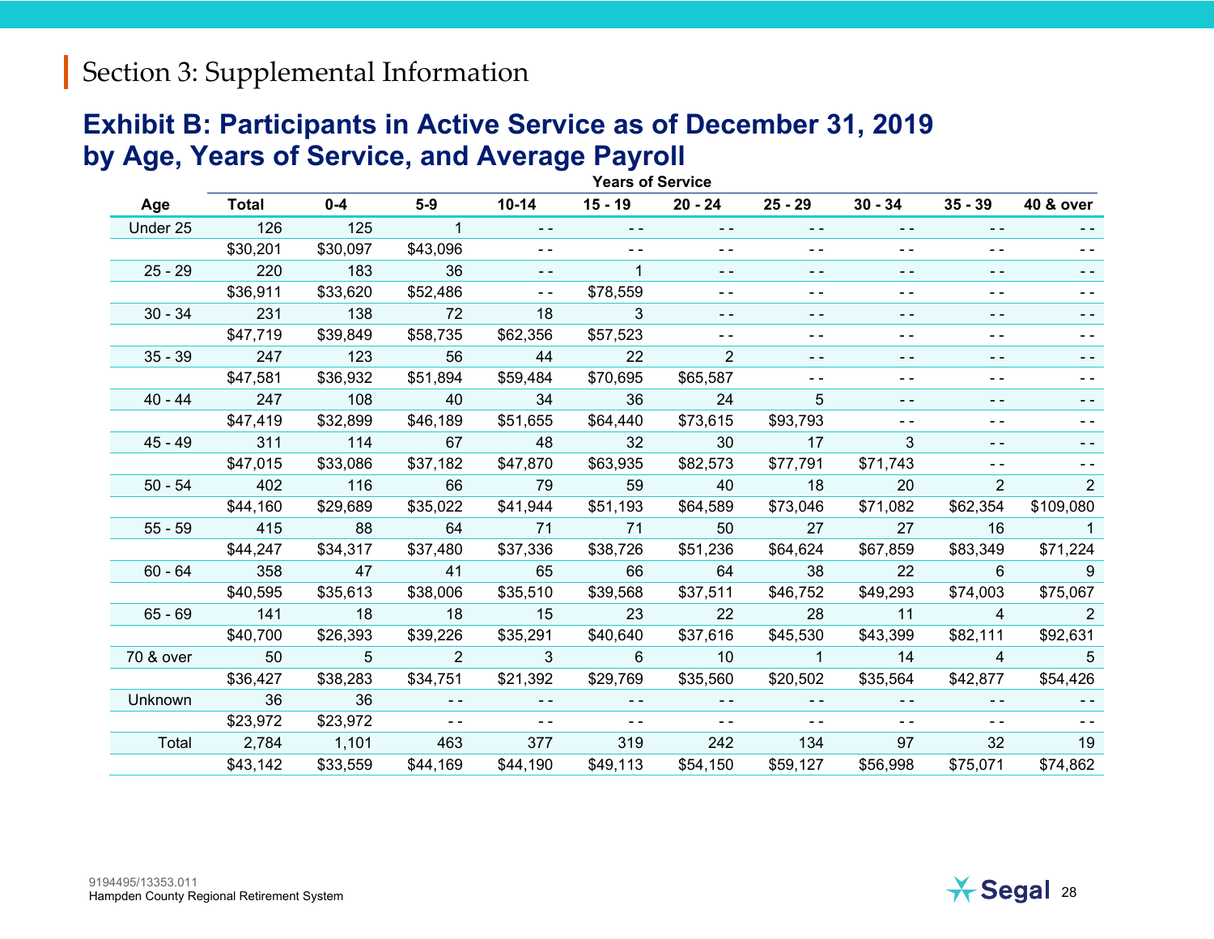## Section 3: Supplemental Information

### Exhibit B: Participants in Active Service as of December 31, 2019 by Age, Years of Service, and Average Payroll

| | | Years of Service | | | | | | | | |
|---|---|---|---|---|---|---|---|---|---|---|
| Age | Total | 0-4 | 5-9 | 10-14 | 15 - 19 | 20 - 24 | 25 - 29 | 30 - 34 | 35 - 39 | 40 & over |
| Under 25 | 126 | 125 | 1 | - - | - - | - - | - - | - - | - - | - - |
| | $30,201 | $30,097 | $43,096 | - - | - - | - - | - - | - - | - - | - - |
| 25 - 29 | 220 | 183 | 36 | - - | 1 | - - | - - | - - | - - | - - |
| | $36,911 | $33,620 | $52,486 | - - | $78,559 | - - | - - | - - | - - | - - |
| 30 - 34 | 231 | 138 | 72 | 18 | 3 | - - | - - | - - | - - | - - |
| | $47,719 | $39,849 | $58,735 | $62,356 | $57,523 | - - | - - | - - | - - | - - |
| 35 - 39 | 247 | 123 | 56 | 44 | 22 | 2 | - - | - - | - - | - - |
| | $47,581 | $36,932 | $51,894 | $59,484 | $70,695 | $65,587 | - - | - - | - - | - - |
| 40 - 44 | 247 | 108 | 40 | 34 | 36 | 24 | 5 | - - | - - | - - |
| | $47,419 | $32,899 | $46,189 | $51,655 | $64,440 | $73,615 | $93,793 | - - | - - | - - |
| 45 - 49 | 311 | 114 | 67 | 48 | 32 | 30 | 17 | 3 | - - | - - |
| | $47,015 | $33,086 | $37,182 | $47,870 | $63,935 | $82,573 | $77,791 | $71,743 | - - | - - |
| 50 - 54 | 402 | 116 | 66 | 79 | 59 | 40 | 18 | 20 | 2 | 2 |
| | $44,160 | $29,689 | $35,022 | $41,944 | $51,193 | $64,589 | $73,046 | $71,082 | $62,354 | $109,080 |
| 55 - 59 | 415 | 88 | 64 | 71 | 71 | 50 | 27 | 27 | 16 | 1 |
| | $44,247 | $34,317 | $37,480 | $37,336 | $38,726 | $51,236 | $64,624 | $67,859 | $83,349 | $71,224 |
| 60 - 64 | 358 | 47 | 41 | 65 | 66 | 64 | 38 | 22 | 6 | 9 |
| | $40,595 | $35,613 | $38,006 | $35,510 | $39,568 | $37,511 | $46,752 | $49,293 | $74,003 | $75,067 |
| 65 - 69 | 141 | 18 | 18 | 15 | 23 | 22 | 28 | 11 | 4 | 2 |
| | $40,700 | $26,393 | $39,226 | $35,291 | $40,640 | $37,616 | $45,530 | $43,399 | $82,111 | $92,631 |
| 70 & over | 50 | 5 | 2 | 3 | 6 | 10 | 1 | 14 | 4 | 5 |
| | $36,427 | $38,283 | $34,751 | $21,392 | $29,769 | $35,560 | $20,502 | $35,564 | $42,877 | $54,426 |
| Unknown | 36 | 36 | - - | - - | - - | - - | - - | - - | - - | - - |
| | $23,972 | $23,972 | - - | - - | - - | - - | - - | - - | - - | - - |
| Total | 2,784 | 1,101 | 463 | 377 | 319 | 242 | 134 | 97 | 32 | 19 |
| | $43,142 | $33,559 | $44,169 | $44,190 | $49,113 | $54,150 | $59,127 | $56,998 | $75,071 | $74,862 |

9194495/13353.011
Hampden County Regional Retirement System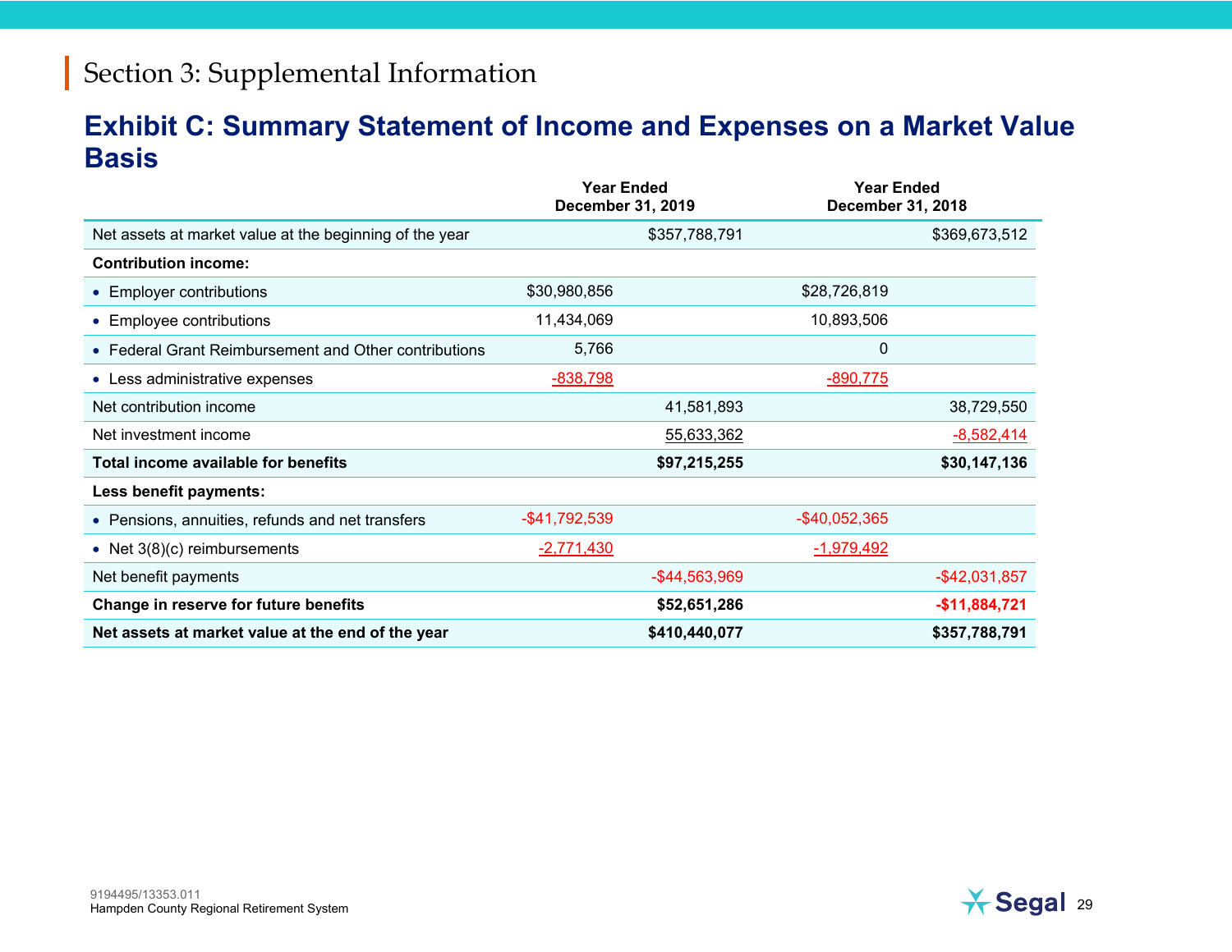# Section 3: Supplemental Information

## Exhibit C: Summary Statement of Income and Expenses on a Market Value Basis

| | Year Ended December 31, 2019 | | Year Ended December 31, 2018 | |
|---|---|---|---|---|
| Net assets at market value at the beginning of the year | | $357,788,791 | | $369,673,512 |
| **Contribution income:** | | | | |
| • Employer contributions | $30,980,856 | | $28,726,819 | |
| • Employee contributions | 11,434,069 | | 10,893,506 | |
| • Federal Grant Reimbursement and Other contributions | 5,766 | | 0 | |
| • Less administrative expenses | -838,798 | | -890,775 | |
| Net contribution income | | 41,581,893 | | 38,729,550 |
| Net investment income | | 55,633,362 | | -8,582,414 |
| **Total income available for benefits** | | **$97,215,255** | | **$30,147,136** |
| **Less benefit payments:** | | | | |
| • Pensions, annuities, refunds and net transfers | -$41,792,539 | | -$40,052,365 | |
| • Net 3(8)(c) reimbursements | -2,771,430 | | -1,979,492 | |
| Net benefit payments | | -$44,563,969 | | -$42,031,857 |
| **Change in reserve for future benefits** | | **$52,651,286** | | **-$11,884,721** |
| **Net assets at market value at the end of the year** | | **$410,440,077** | | **$357,788,791** |

9194495/13353.011
Hampden County Regional Retirement System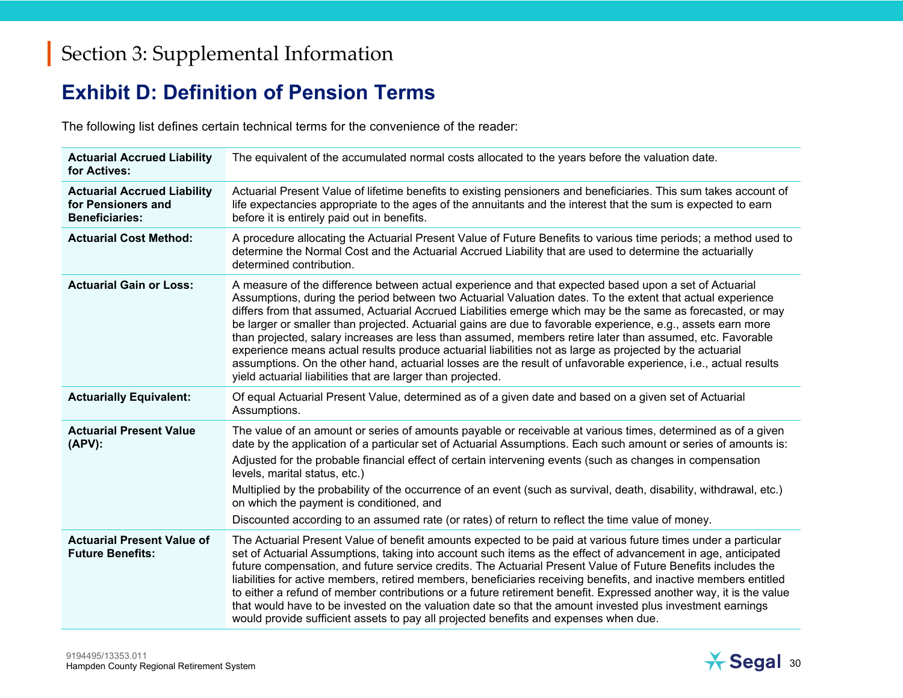# Section 3: Supplemental Information

## Exhibit D: Definition of Pension Terms

The following list defines certain technical terms for the convenience of the reader:

| | |
|---|---|
| **Actuarial Accrued Liability for Actives:** | The equivalent of the accumulated normal costs allocated to the years before the valuation date. |
| **Actuarial Accrued Liability for Pensioners and Beneficiaries:** | Actuarial Present Value of lifetime benefits to existing pensioners and beneficiaries. This sum takes account of life expectancies appropriate to the ages of the annuitants and the interest that the sum is expected to earn before it is entirely paid out in benefits. |
| **Actuarial Cost Method:** | A procedure allocating the Actuarial Present Value of Future Benefits to various time periods; a method used to determine the Normal Cost and the Actuarial Accrued Liability that are used to determine the actuarially determined contribution. |
| **Actuarial Gain or Loss:** | A measure of the difference between actual experience and that expected based upon a set of Actuarial Assumptions, during the period between two Actuarial Valuation dates. To the extent that actual experience differs from that assumed, Actuarial Accrued Liabilities emerge which may be the same as forecasted, or may be larger or smaller than projected. Actuarial gains are due to favorable experience, e.g., assets earn more than projected, salary increases are less than assumed, members retire later than assumed, etc. Favorable experience means actual results produce actuarial liabilities not as large as projected by the actuarial assumptions. On the other hand, actuarial losses are the result of unfavorable experience, i.e., actual results yield actuarial liabilities that are larger than projected. |
| **Actuarially Equivalent:** | Of equal Actuarial Present Value, determined as of a given date and based on a given set of Actuarial Assumptions. |
| **Actuarial Present Value (APV):** | The value of an amount or series of amounts payable or receivable at various times, determined as of a given date by the application of a particular set of Actuarial Assumptions. Each such amount or series of amounts is:<br>Adjusted for the probable financial effect of certain intervening events (such as changes in compensation levels, marital status, etc.)<br>Multiplied by the probability of the occurrence of an event (such as survival, death, disability, withdrawal, etc.) on which the payment is conditioned, and<br>Discounted according to an assumed rate (or rates) of return to reflect the time value of money. |
| **Actuarial Present Value of Future Benefits:** | The Actuarial Present Value of benefit amounts expected to be paid at various future times under a particular set of Actuarial Assumptions, taking into account such items as the effect of advancement in age, anticipated future compensation, and future service credits. The Actuarial Present Value of Future Benefits includes the liabilities for active members, retired members, beneficiaries receiving benefits, and inactive members entitled to either a refund of member contributions or a future retirement benefit. Expressed another way, it is the value that would have to be invested on the valuation date so that the amount invested plus investment earnings would provide sufficient assets to pay all projected benefits and expenses when due. |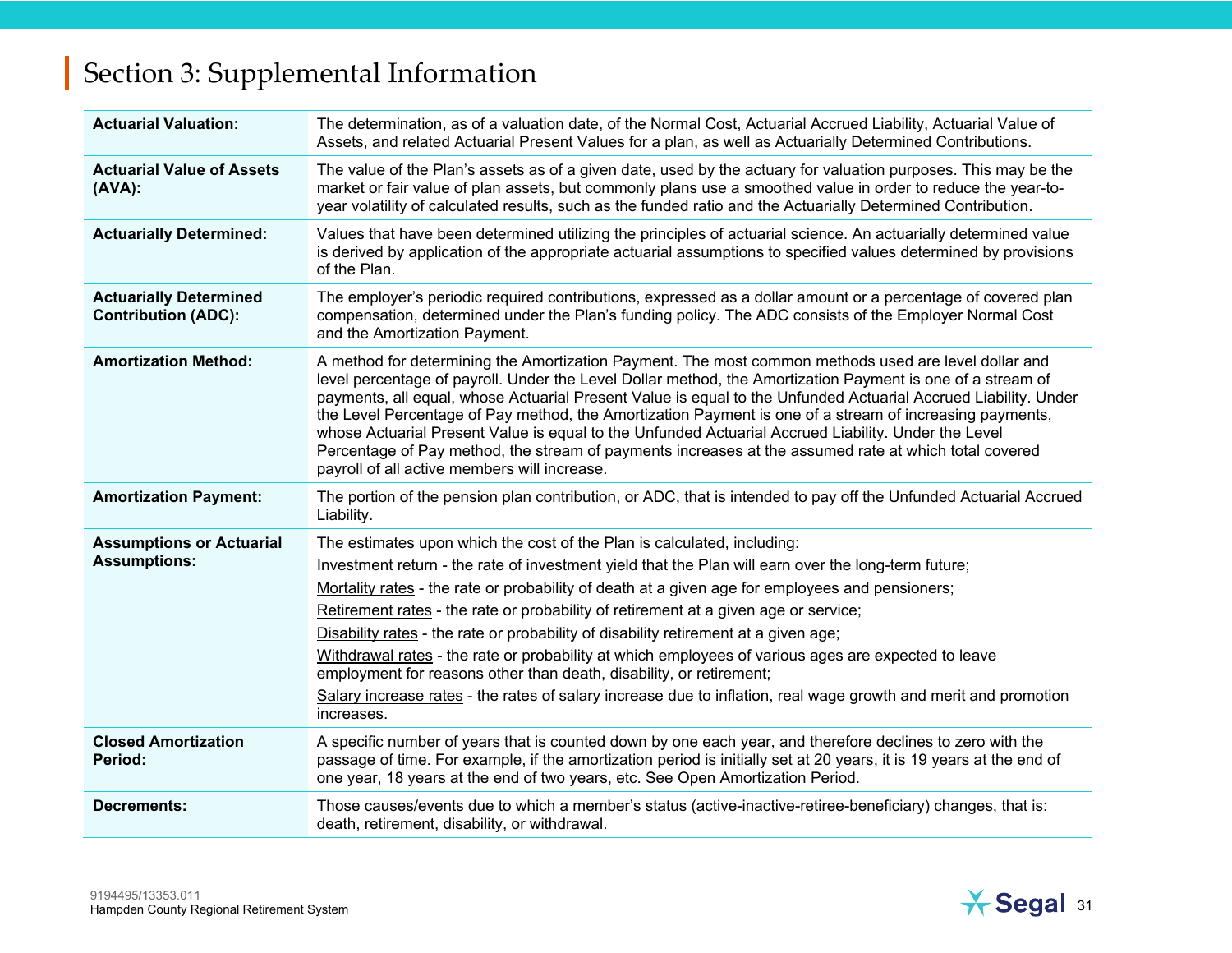# Section 3: Supplemental Information

| | |
|---|---|
| **Actuarial Valuation:** | The determination, as of a valuation date, of the Normal Cost, Actuarial Accrued Liability, Actuarial Value of Assets, and related Actuarial Present Values for a plan, as well as Actuarially Determined Contributions. |
| **Actuarial Value of Assets (AVA):** | The value of the Plan's assets as of a given date, used by the actuary for valuation purposes. This may be the market or fair value of plan assets, but commonly plans use a smoothed value in order to reduce the year-to-year volatility of calculated results, such as the funded ratio and the Actuarially Determined Contribution. |
| **Actuarially Determined:** | Values that have been determined utilizing the principles of actuarial science. An actuarially determined value is derived by application of the appropriate actuarial assumptions to specified values determined by provisions of the Plan. |
| **Actuarially Determined Contribution (ADC):** | The employer's periodic required contributions, expressed as a dollar amount or a percentage of covered plan compensation, determined under the Plan's funding policy. The ADC consists of the Employer Normal Cost and the Amortization Payment. |
| **Amortization Method:** | A method for determining the Amortization Payment. The most common methods used are level dollar and level percentage of payroll. Under the Level Dollar method, the Amortization Payment is one of a stream of payments, all equal, whose Actuarial Present Value is equal to the Unfunded Actuarial Accrued Liability. Under the Level Percentage of Pay method, the Amortization Payment is one of a stream of increasing payments, whose Actuarial Present Value is equal to the Unfunded Actuarial Accrued Liability. Under the Level Percentage of Pay method, the stream of payments increases at the assumed rate at which total covered payroll of all active members will increase. |
| **Amortization Payment:** | The portion of the pension plan contribution, or ADC, that is intended to pay off the Unfunded Actuarial Accrued Liability. |
| **Assumptions or Actuarial Assumptions:** | The estimates upon which the cost of the Plan is calculated, including:<br>Investment return - the rate of investment yield that the Plan will earn over the long-term future;<br>Mortality rates - the rate or probability of death at a given age for employees and pensioners;<br>Retirement rates - the rate or probability of retirement at a given age or service;<br>Disability rates - the rate or probability of disability retirement at a given age;<br>Withdrawal rates - the rate or probability at which employees of various ages are expected to leave employment for reasons other than death, disability, or retirement;<br>Salary increase rates - the rates of salary increase due to inflation, real wage growth and merit and promotion increases. |
| **Closed Amortization Period:** | A specific number of years that is counted down by one each year, and therefore declines to zero with the passage of time. For example, if the amortization period is initially set at 20 years, it is 19 years at the end of one year, 18 years at the end of two years, etc. See Open Amortization Period. |
| **Decrements:** | Those causes/events due to which a member's status (active-inactive-retiree-beneficiary) changes, that is: death, retirement, disability, or withdrawal. |

9194495/13353.011
Hampden County Regional Retirement System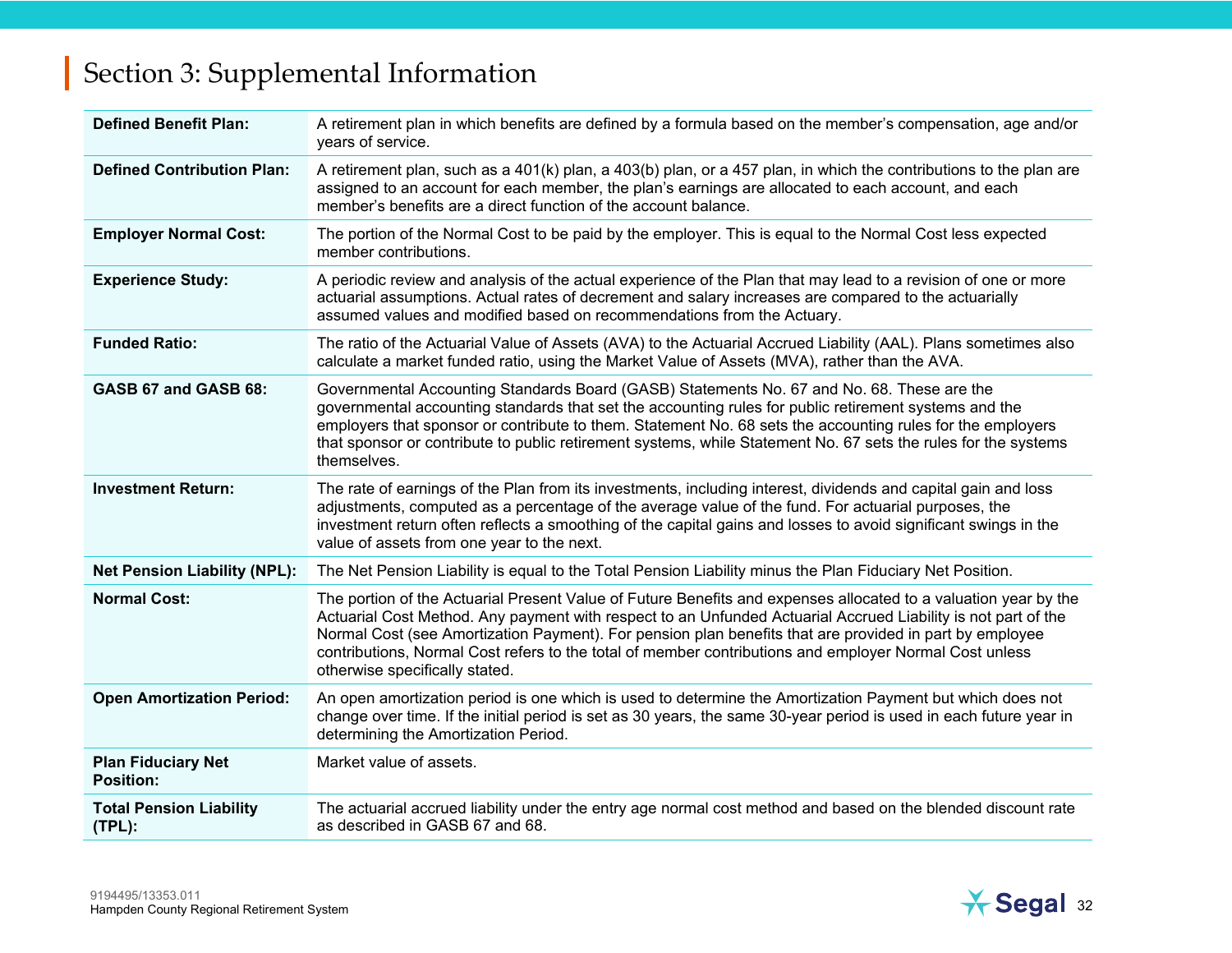# Section 3: Supplemental Information

| | |
|---|---|
| **Defined Benefit Plan:** | A retirement plan in which benefits are defined by a formula based on the member's compensation, age and/or years of service. |
| **Defined Contribution Plan:** | A retirement plan, such as a 401(k) plan, a 403(b) plan, or a 457 plan, in which the contributions to the plan are assigned to an account for each member, the plan's earnings are allocated to each account, and each member's benefits are a direct function of the account balance. |
| **Employer Normal Cost:** | The portion of the Normal Cost to be paid by the employer. This is equal to the Normal Cost less expected member contributions. |
| **Experience Study:** | A periodic review and analysis of the actual experience of the Plan that may lead to a revision of one or more actuarial assumptions. Actual rates of decrement and salary increases are compared to the actuarially assumed values and modified based on recommendations from the Actuary. |
| **Funded Ratio:** | The ratio of the Actuarial Value of Assets (AVA) to the Actuarial Accrued Liability (AAL). Plans sometimes also calculate a market funded ratio, using the Market Value of Assets (MVA), rather than the AVA. |
| **GASB 67 and GASB 68:** | Governmental Accounting Standards Board (GASB) Statements No. 67 and No. 68. These are the governmental accounting standards that set the accounting rules for public retirement systems and the employers that sponsor or contribute to them. Statement No. 68 sets the accounting rules for the employers that sponsor or contribute to public retirement systems, while Statement No. 67 sets the rules for the systems themselves. |
| **Investment Return:** | The rate of earnings of the Plan from its investments, including interest, dividends and capital gain and loss adjustments, computed as a percentage of the average value of the fund. For actuarial purposes, the investment return often reflects a smoothing of the capital gains and losses to avoid significant swings in the value of assets from one year to the next. |
| **Net Pension Liability (NPL):** | The Net Pension Liability is equal to the Total Pension Liability minus the Plan Fiduciary Net Position. |
| **Normal Cost:** | The portion of the Actuarial Present Value of Future Benefits and expenses allocated to a valuation year by the Actuarial Cost Method. Any payment with respect to an Unfunded Actuarial Accrued Liability is not part of the Normal Cost (see Amortization Payment). For pension plan benefits that are provided in part by employee contributions, Normal Cost refers to the total of member contributions and employer Normal Cost unless otherwise specifically stated. |
| **Open Amortization Period:** | An open amortization period is one which is used to determine the Amortization Payment but which does not change over time. If the initial period is set as 30 years, the same 30-year period is used in each future year in determining the Amortization Period. |
| **Plan Fiduciary Net Position:** | Market value of assets. |
| **Total Pension Liability (TPL):** | The actuarial accrued liability under the entry age normal cost method and based on the blended discount rate as described in GASB 67 and 68. |

9194495/13353.011
Hampden County Regional Retirement System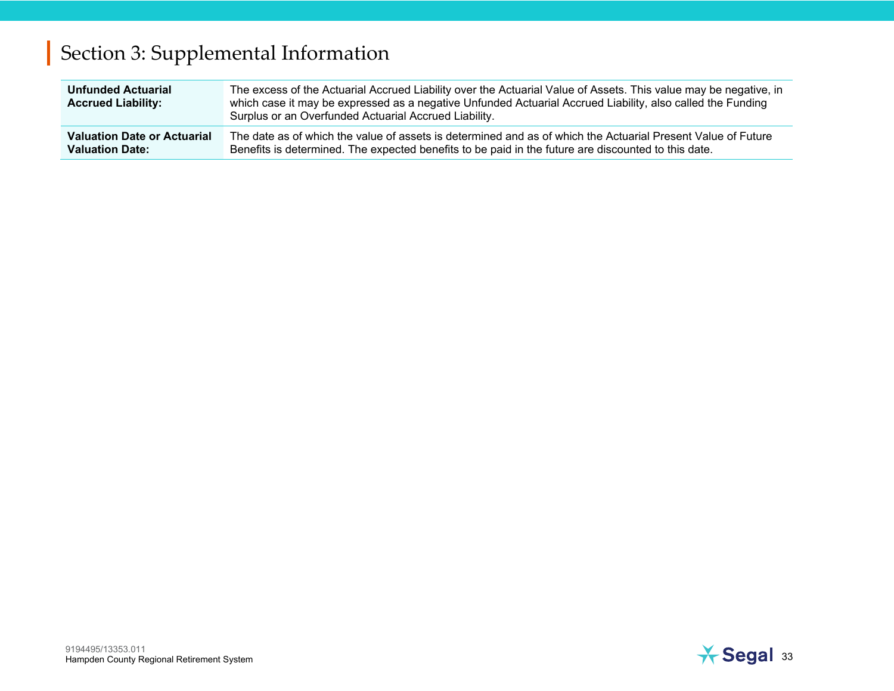# Section 3: Supplemental Information

| | |
|---|---|
| **Unfunded Actuarial Accrued Liability:** | The excess of the Actuarial Accrued Liability over the Actuarial Value of Assets. This value may be negative, in which case it may be expressed as a negative Unfunded Actuarial Accrued Liability, also called the Funding Surplus or an Overfunded Actuarial Accrued Liability. |
| **Valuation Date or Actuarial Valuation Date:** | The date as of which the value of assets is determined and as of which the Actuarial Present Value of Future Benefits is determined. The expected benefits to be paid in the future are discounted to this date. |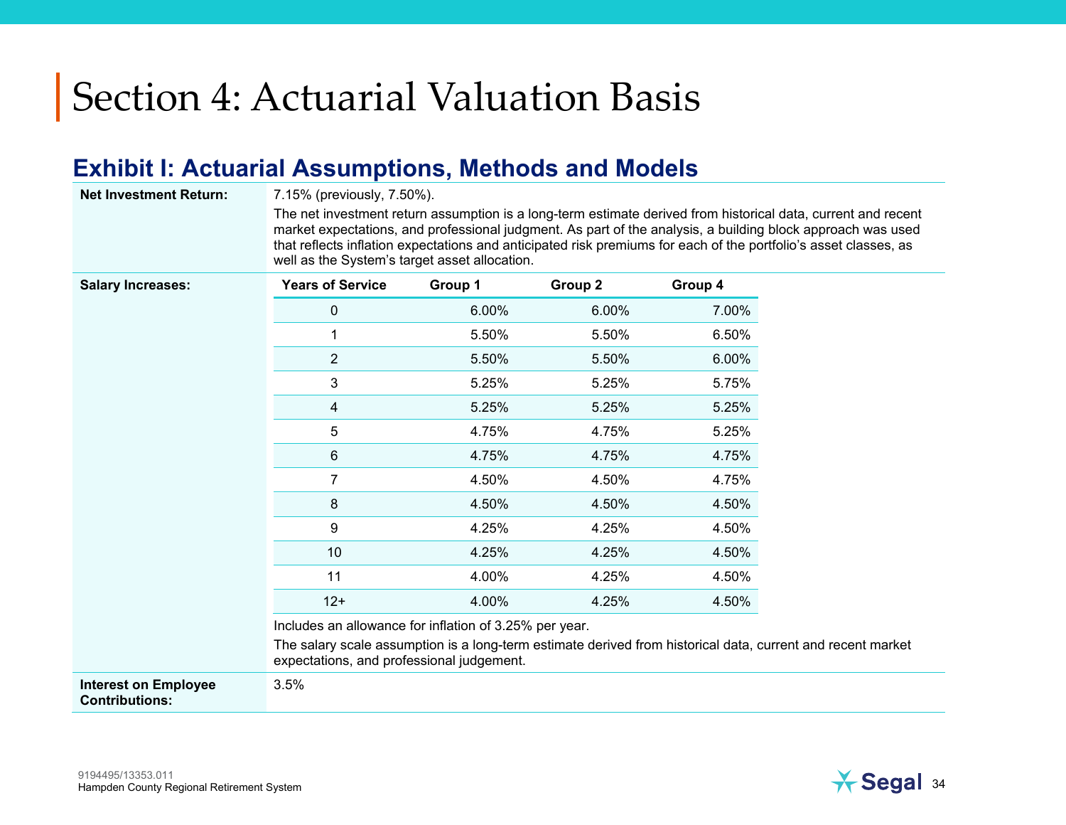# Section 4: Actuarial Valuation Basis

## Exhibit I: Actuarial Assumptions, Methods and Models

**Net Investment Return:**

7.15% (previously, 7.50%).

The net investment return assumption is a long-term estimate derived from historical data, current and recent market expectations, and professional judgment. As part of the analysis, a building block approach was used that reflects inflation expectations and anticipated risk premiums for each of the portfolio's asset classes, as well as the System's target asset allocation.

**Salary Increases:**

| Years of Service | Group 1 | Group 2 | Group 4 |
|---|---|---|---|
| 0 | 6.00% | 6.00% | 7.00% |
| 1 | 5.50% | 5.50% | 6.50% |
| 2 | 5.50% | 5.50% | 6.00% |
| 3 | 5.25% | 5.25% | 5.75% |
| 4 | 5.25% | 5.25% | 5.25% |
| 5 | 4.75% | 4.75% | 5.25% |
| 6 | 4.75% | 4.75% | 4.75% |
| 7 | 4.50% | 4.50% | 4.75% |
| 8 | 4.50% | 4.50% | 4.50% |
| 9 | 4.25% | 4.25% | 4.50% |
| 10 | 4.25% | 4.25% | 4.50% |
| 11 | 4.00% | 4.25% | 4.50% |
| 12+ | 4.00% | 4.25% | 4.50% |

Includes an allowance for inflation of 3.25% per year.

The salary scale assumption is a long-term estimate derived from historical data, current and recent market expectations, and professional judgement.

**Interest on Employee Contributions:**

3.5%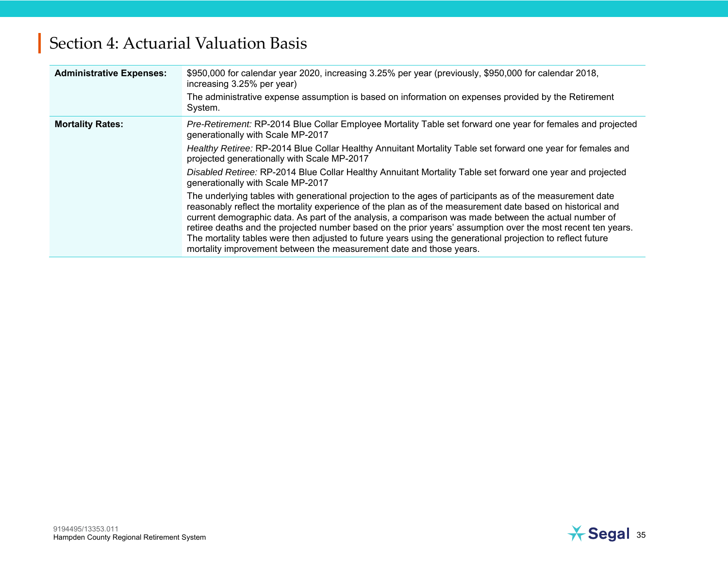# Section 4: Actuarial Valuation Basis

| | |
|---|---|
| **Administrative Expenses:** | $950,000 for calendar year 2020, increasing 3.25% per year (previously, $950,000 for calendar 2018, increasing 3.25% per year)<br><br>The administrative expense assumption is based on information on expenses provided by the Retirement System. |
| **Mortality Rates:** | *Pre-Retirement:* RP-2014 Blue Collar Employee Mortality Table set forward one year for females and projected generationally with Scale MP-2017<br><br>*Healthy Retiree:* RP-2014 Blue Collar Healthy Annuitant Mortality Table set forward one year for females and projected generationally with Scale MP-2017<br><br>*Disabled Retiree:* RP-2014 Blue Collar Healthy Annuitant Mortality Table set forward one year and projected generationally with Scale MP-2017<br><br>The underlying tables with generational projection to the ages of participants as of the measurement date reasonably reflect the mortality experience of the plan as of the measurement date based on historical and current demographic data. As part of the analysis, a comparison was made between the actual number of retiree deaths and the projected number based on the prior years' assumption over the most recent ten years. The mortality tables were then adjusted to future years using the generational projection to reflect future mortality improvement between the measurement date and those years. |

9194495/13353.011
Hampden County Regional Retirement System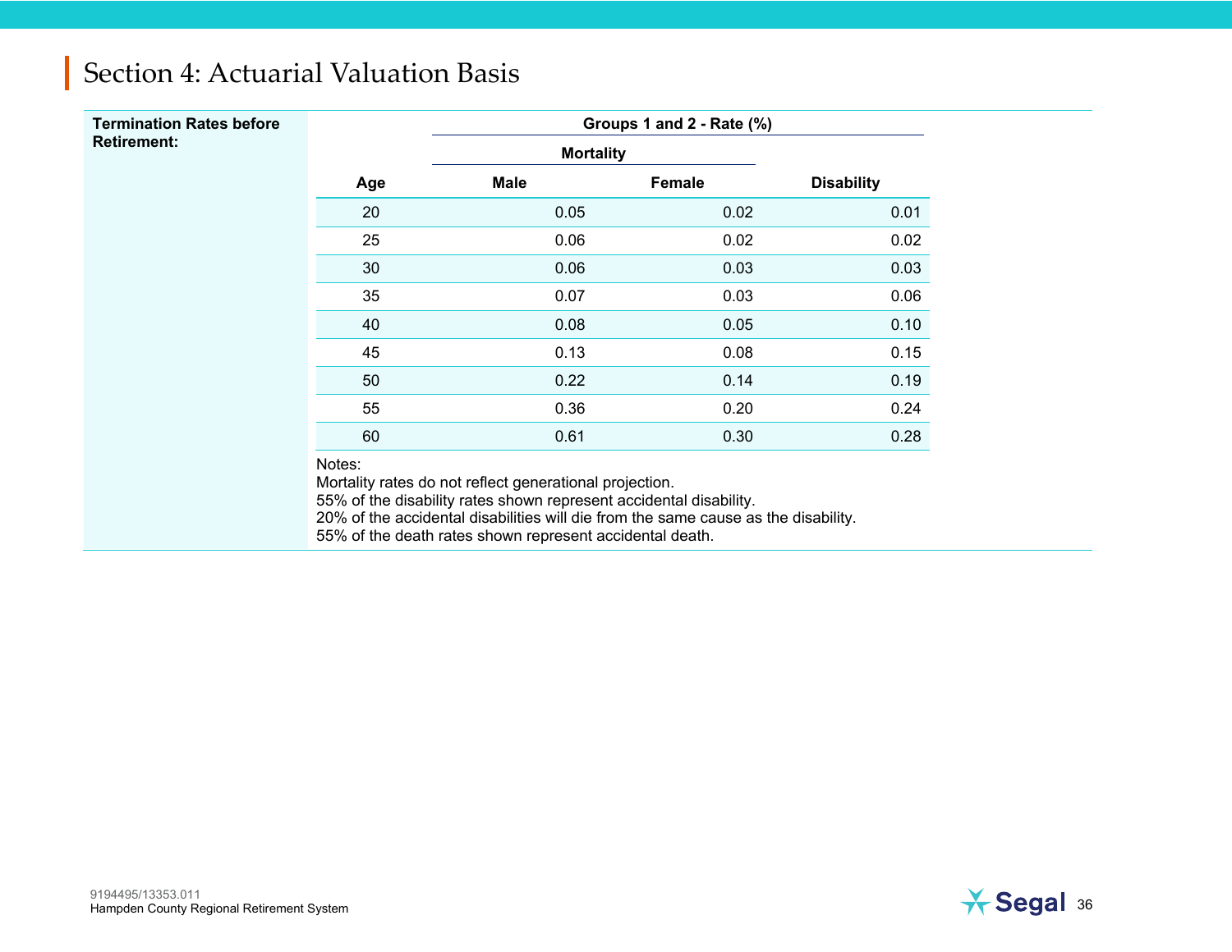# Section 4: Actuarial Valuation Basis

**Termination Rates before Retirement:**

| | Groups 1 and 2 - Rate (%) | | |
|---|---|---|---|
| | Mortality | | |
| **Age** | **Male** | **Female** | **Disability** |
| 20 | 0.05 | 0.02 | 0.01 |
| 25 | 0.06 | 0.02 | 0.02 |
| 30 | 0.06 | 0.03 | 0.03 |
| 35 | 0.07 | 0.03 | 0.06 |
| 40 | 0.08 | 0.05 | 0.10 |
| 45 | 0.13 | 0.08 | 0.15 |
| 50 | 0.22 | 0.14 | 0.19 |
| 55 | 0.36 | 0.20 | 0.24 |
| 60 | 0.61 | 0.30 | 0.28 |

Notes:
Mortality rates do not reflect generational projection.
55% of the disability rates shown represent accidental disability.
20% of the accidental disabilities will die from the same cause as the disability.
55% of the death rates shown represent accidental death.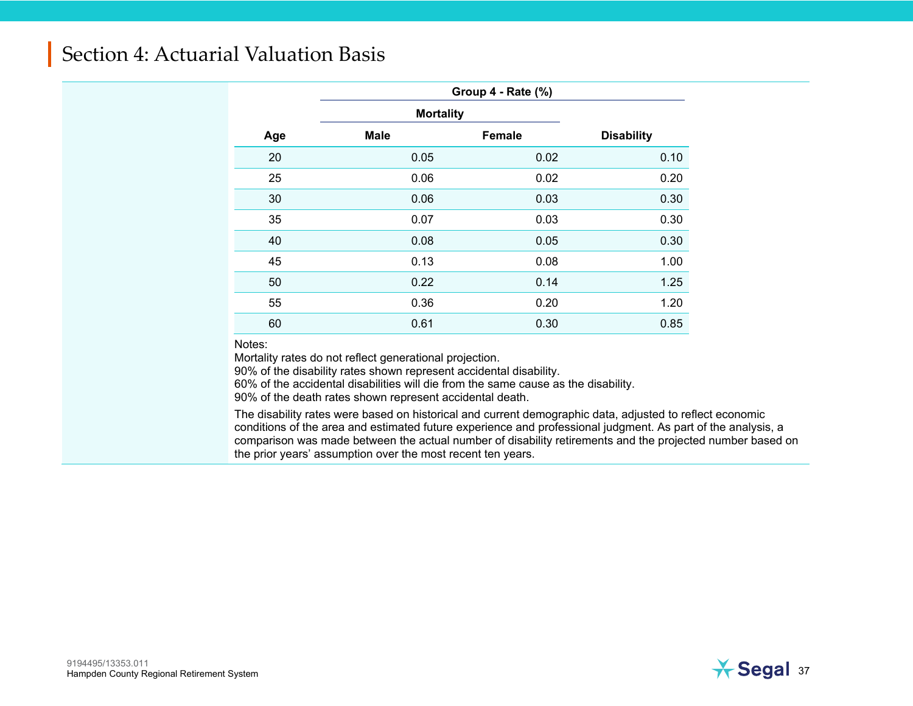# Section 4: Actuarial Valuation Basis

| | Group 4 - Rate (%) | | |
|---|---|---|---|
| | Mortality | | |
| Age | Male | Female | Disability |
| 20 | 0.05 | 0.02 | 0.10 |
| 25 | 0.06 | 0.02 | 0.20 |
| 30 | 0.06 | 0.03 | 0.30 |
| 35 | 0.07 | 0.03 | 0.30 |
| 40 | 0.08 | 0.05 | 0.30 |
| 45 | 0.13 | 0.08 | 1.00 |
| 50 | 0.22 | 0.14 | 1.25 |
| 55 | 0.36 | 0.20 | 1.20 |
| 60 | 0.61 | 0.30 | 0.85 |

Notes:
Mortality rates do not reflect generational projection.
90% of the disability rates shown represent accidental disability.
60% of the accidental disabilities will die from the same cause as the disability.
90% of the death rates shown represent accidental death.

The disability rates were based on historical and current demographic data, adjusted to reflect economic conditions of the area and estimated future experience and professional judgment. As part of the analysis, a comparison was made between the actual number of disability retirements and the projected number based on the prior years' assumption over the most recent ten years.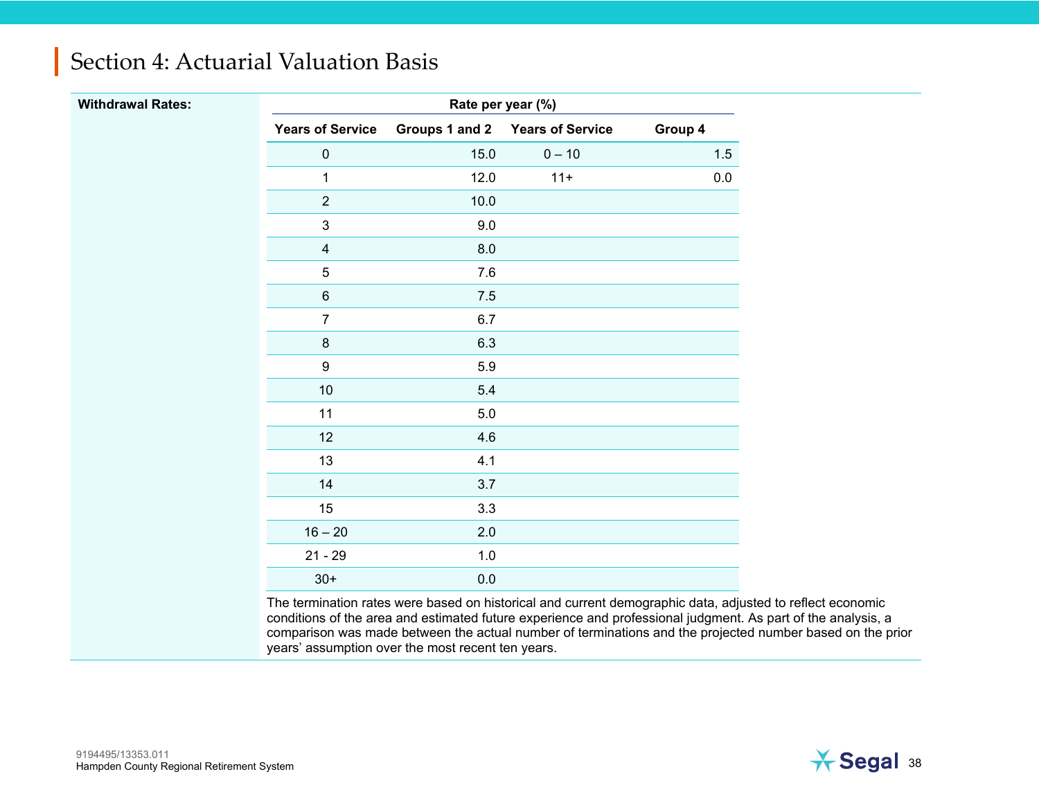# Section 4: Actuarial Valuation Basis

**Withdrawal Rates:**

| Rate per year (%) | | | |
|---|---|---|---|
| **Years of Service** | **Groups 1 and 2** | **Years of Service** | **Group 4** |
| 0 | 15.0 | 0 – 10 | 1.5 |
| 1 | 12.0 | 11+ | 0.0 |
| 2 | 10.0 | | |
| 3 | 9.0 | | |
| 4 | 8.0 | | |
| 5 | 7.6 | | |
| 6 | 7.5 | | |
| 7 | 6.7 | | |
| 8 | 6.3 | | |
| 9 | 5.9 | | |
| 10 | 5.4 | | |
| 11 | 5.0 | | |
| 12 | 4.6 | | |
| 13 | 4.1 | | |
| 14 | 3.7 | | |
| 15 | 3.3 | | |
| 16 – 20 | 2.0 | | |
| 21 - 29 | 1.0 | | |
| 30+ | 0.0 | | |

The termination rates were based on historical and current demographic data, adjusted to reflect economic conditions of the area and estimated future experience and professional judgment. As part of the analysis, a comparison was made between the actual number of terminations and the projected number based on the prior years' assumption over the most recent ten years.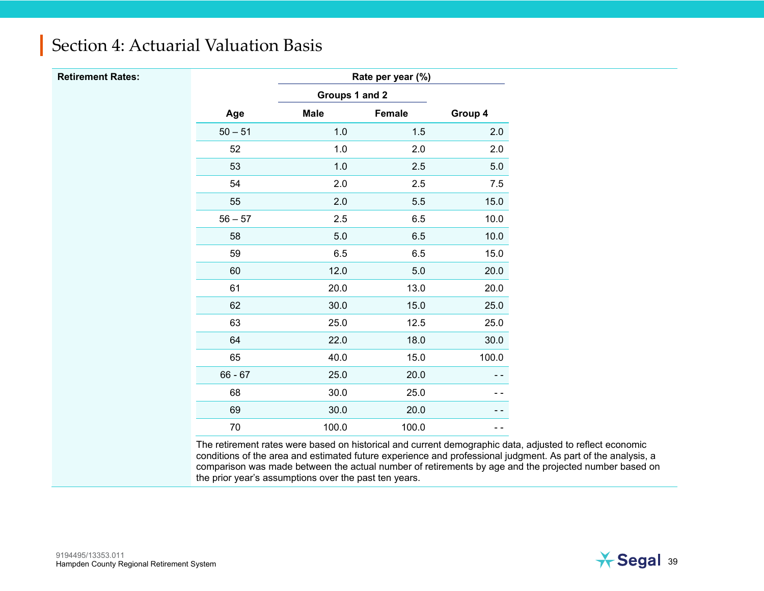## Section 4: Actuarial Valuation Basis

**Retirement Rates:**

| | Rate per year (%) | | |
|---|---|---|---|
| | Groups 1 and 2 | | |
| **Age** | **Male** | **Female** | **Group 4** |
| 50 – 51 | 1.0 | 1.5 | 2.0 |
| 52 | 1.0 | 2.0 | 2.0 |
| 53 | 1.0 | 2.5 | 5.0 |
| 54 | 2.0 | 2.5 | 7.5 |
| 55 | 2.0 | 5.5 | 15.0 |
| 56 – 57 | 2.5 | 6.5 | 10.0 |
| 58 | 5.0 | 6.5 | 10.0 |
| 59 | 6.5 | 6.5 | 15.0 |
| 60 | 12.0 | 5.0 | 20.0 |
| 61 | 20.0 | 13.0 | 20.0 |
| 62 | 30.0 | 15.0 | 25.0 |
| 63 | 25.0 | 12.5 | 25.0 |
| 64 | 22.0 | 18.0 | 30.0 |
| 65 | 40.0 | 15.0 | 100.0 |
| 66 - 67 | 25.0 | 20.0 | - - |
| 68 | 30.0 | 25.0 | - - |
| 69 | 30.0 | 20.0 | - - |
| 70 | 100.0 | 100.0 | - - |

The retirement rates were based on historical and current demographic data, adjusted to reflect economic conditions of the area and estimated future experience and professional judgment. As part of the analysis, a comparison was made between the actual number of retirements by age and the projected number based on the prior year's assumptions over the past ten years.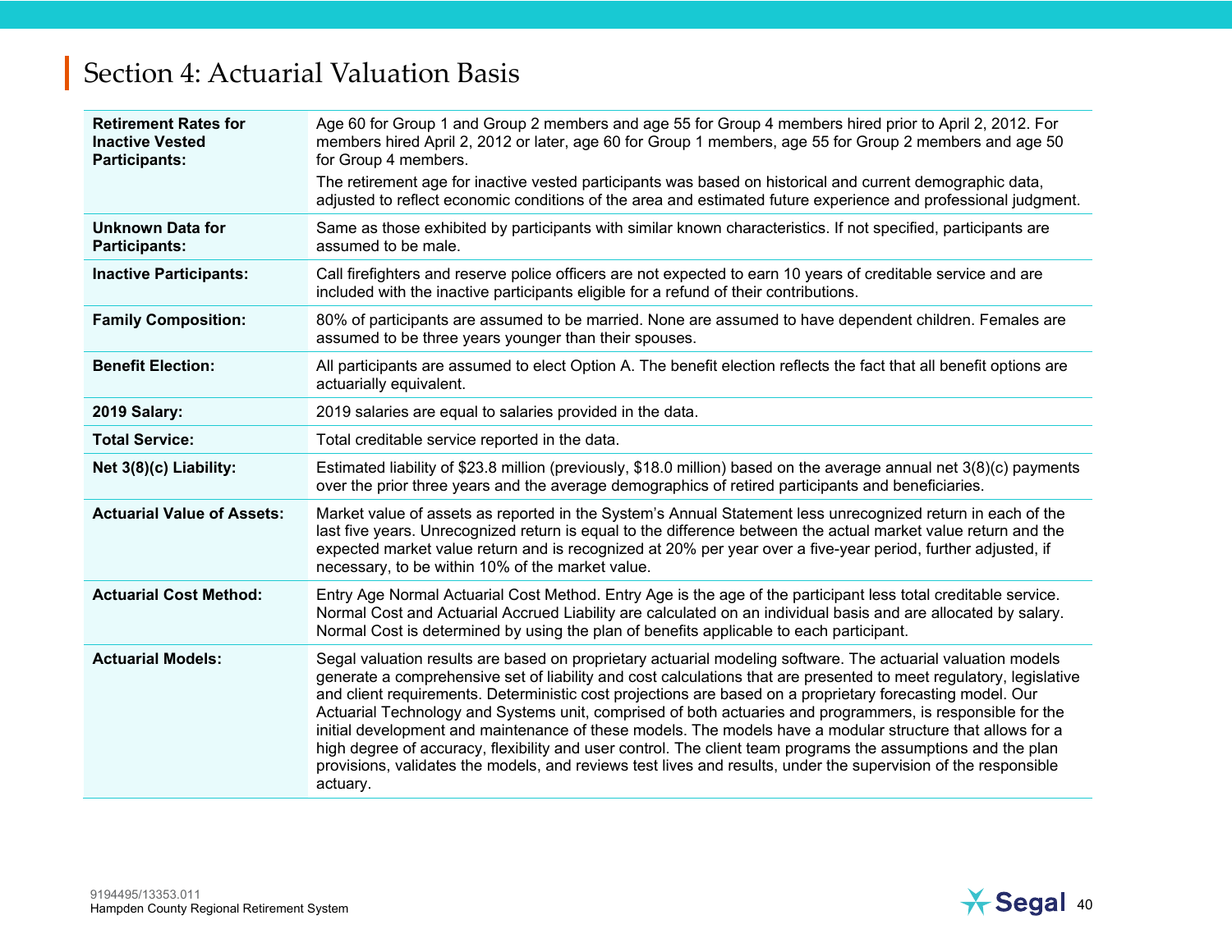# Section 4: Actuarial Valuation Basis

| | |
|---|---|
| **Retirement Rates for Inactive Vested Participants:** | Age 60 for Group 1 and Group 2 members and age 55 for Group 4 members hired prior to April 2, 2012. For members hired April 2, 2012 or later, age 60 for Group 1 members, age 55 for Group 2 members and age 50 for Group 4 members.<br>The retirement age for inactive vested participants was based on historical and current demographic data, adjusted to reflect economic conditions of the area and estimated future experience and professional judgment. |
| **Unknown Data for Participants:** | Same as those exhibited by participants with similar known characteristics. If not specified, participants are assumed to be male. |
| **Inactive Participants:** | Call firefighters and reserve police officers are not expected to earn 10 years of creditable service and are included with the inactive participants eligible for a refund of their contributions. |
| **Family Composition:** | 80% of participants are assumed to be married. None are assumed to have dependent children. Females are assumed to be three years younger than their spouses. |
| **Benefit Election:** | All participants are assumed to elect Option A. The benefit election reflects the fact that all benefit options are actuarially equivalent. |
| **2019 Salary:** | 2019 salaries are equal to salaries provided in the data. |
| **Total Service:** | Total creditable service reported in the data. |
| **Net 3(8)(c) Liability:** | Estimated liability of $23.8 million (previously, $18.0 million) based on the average annual net 3(8)(c) payments over the prior three years and the average demographics of retired participants and beneficiaries. |
| **Actuarial Value of Assets:** | Market value of assets as reported in the System's Annual Statement less unrecognized return in each of the last five years. Unrecognized return is equal to the difference between the actual market value return and the expected market value return and is recognized at 20% per year over a five-year period, further adjusted, if necessary, to be within 10% of the market value. |
| **Actuarial Cost Method:** | Entry Age Normal Actuarial Cost Method. Entry Age is the age of the participant less total creditable service. Normal Cost and Actuarial Accrued Liability are calculated on an individual basis and are allocated by salary. Normal Cost is determined by using the plan of benefits applicable to each participant. |
| **Actuarial Models:** | Segal valuation results are based on proprietary actuarial modeling software. The actuarial valuation models generate a comprehensive set of liability and cost calculations that are presented to meet regulatory, legislative and client requirements. Deterministic cost projections are based on a proprietary forecasting model. Our Actuarial Technology and Systems unit, comprised of both actuaries and programmers, is responsible for the initial development and maintenance of these models. The models have a modular structure that allows for a high degree of accuracy, flexibility and user control. The client team programs the assumptions and the plan provisions, validates the models, and reviews test lives and results, under the supervision of the responsible actuary. |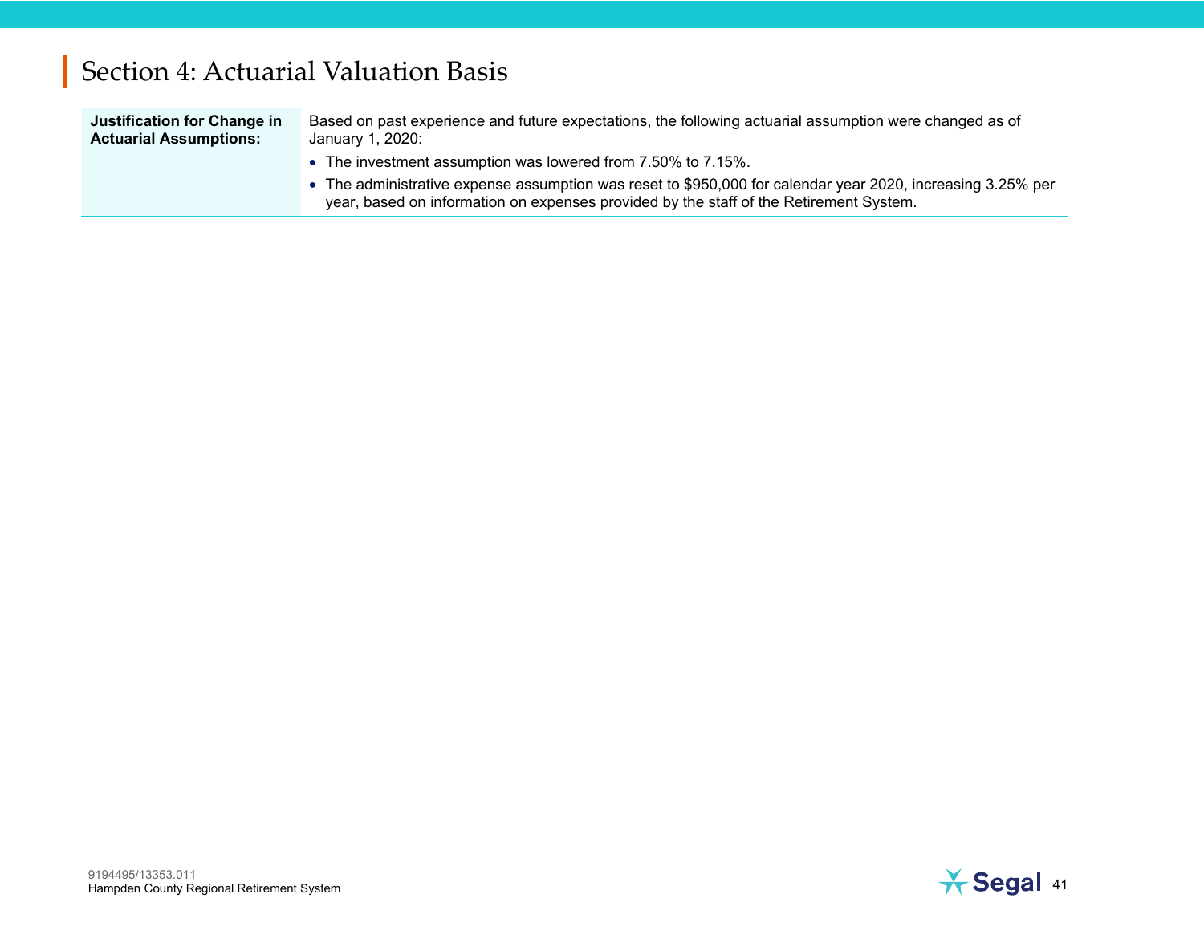# Section 4: Actuarial Valuation Basis

| | |
|---|---|
| **Justification for Change in Actuarial Assumptions:** | Based on past experience and future expectations, the following actuarial assumption were changed as of January 1, 2020:<br>• The investment assumption was lowered from 7.50% to 7.15%.<br>• The administrative expense assumption was reset to $950,000 for calendar year 2020, increasing 3.25% per year, based on information on expenses provided by the staff of the Retirement System. |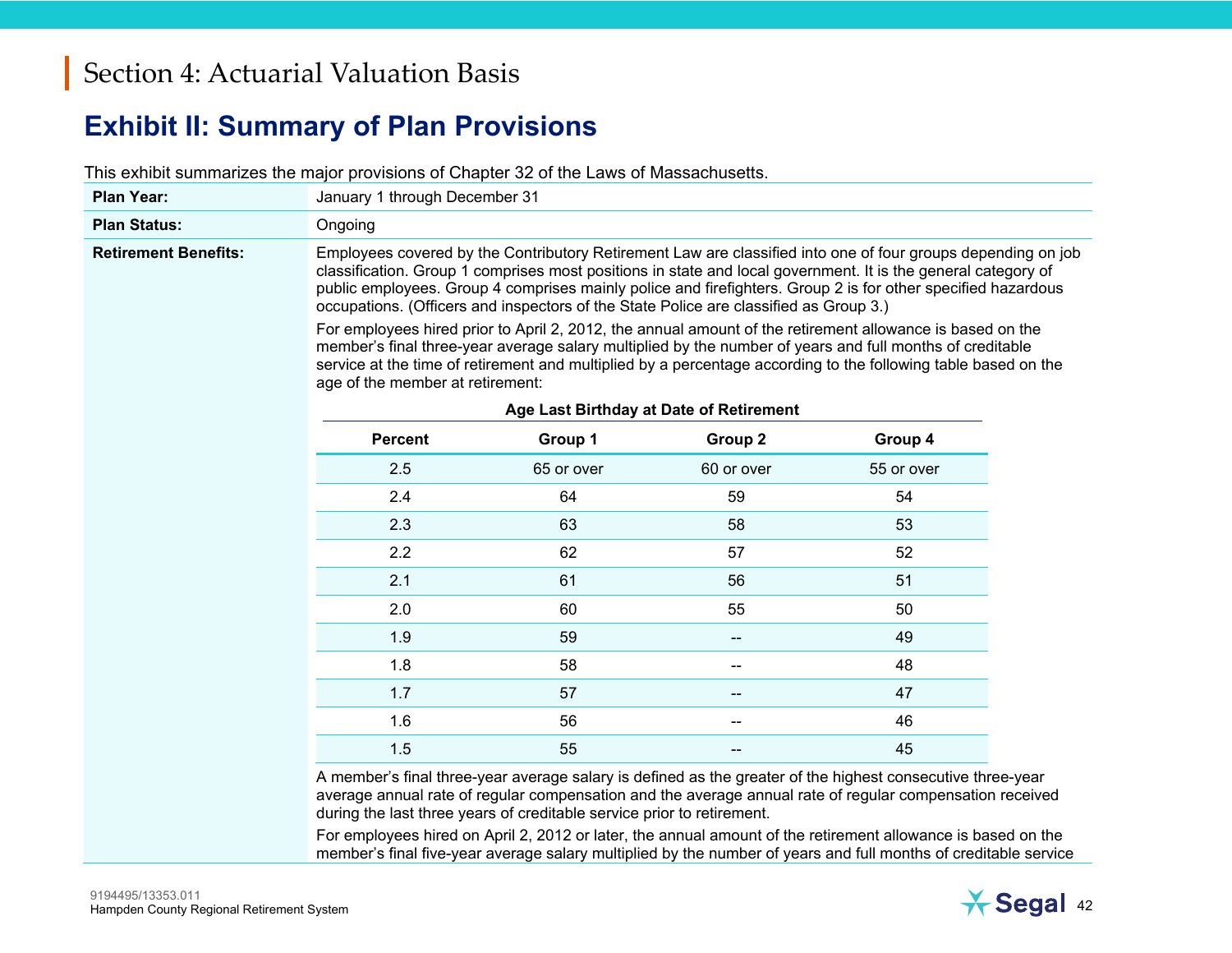# Section 4: Actuarial Valuation Basis

## Exhibit II: Summary of Plan Provisions

This exhibit summarizes the major provisions of Chapter 32 of the Laws of Massachusetts.

**Plan Year:** January 1 through December 31

**Plan Status:** Ongoing

**Retirement Benefits:**

Employees covered by the Contributory Retirement Law are classified into one of four groups depending on job classification. Group 1 comprises most positions in state and local government. It is the general category of public employees. Group 4 comprises mainly police and firefighters. Group 2 is for other specified hazardous occupations. (Officers and inspectors of the State Police are classified as Group 3.)

For employees hired prior to April 2, 2012, the annual amount of the retirement allowance is based on the member's final three-year average salary multiplied by the number of years and full months of creditable service at the time of retirement and multiplied by a percentage according to the following table based on the age of the member at retirement:

| | Age Last Birthday at Date of Retirement | | |
|---|---|---|---|
| **Percent** | **Group 1** | **Group 2** | **Group 4** |
| 2.5 | 65 or over | 60 or over | 55 or over |
| 2.4 | 64 | 59 | 54 |
| 2.3 | 63 | 58 | 53 |
| 2.2 | 62 | 57 | 52 |
| 2.1 | 61 | 56 | 51 |
| 2.0 | 60 | 55 | 50 |
| 1.9 | 59 | -- | 49 |
| 1.8 | 58 | -- | 48 |
| 1.7 | 57 | -- | 47 |
| 1.6 | 56 | -- | 46 |
| 1.5 | 55 | -- | 45 |

A member's final three-year average salary is defined as the greater of the highest consecutive three-year average annual rate of regular compensation and the average annual rate of regular compensation received during the last three years of creditable service prior to retirement.

For employees hired on April 2, 2012 or later, the annual amount of the retirement allowance is based on the member's final five-year average salary multiplied by the number of years and full months of creditable service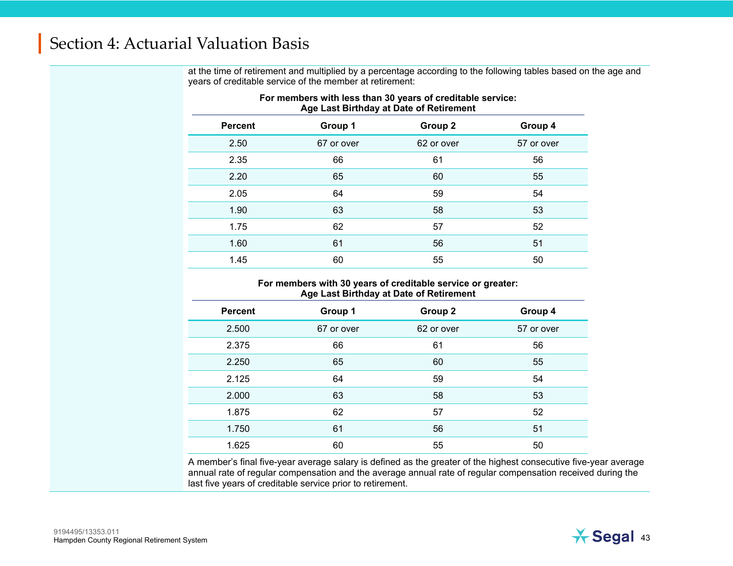# Section 4: Actuarial Valuation Basis

at the time of retirement and multiplied by a percentage according to the following tables based on the age and years of creditable service of the member at retirement:

**For members with less than 30 years of creditable service:**
**Age Last Birthday at Date of Retirement**

| Percent | Group 1 | Group 2 | Group 4 |
|---|---|---|---|
| 2.50 | 67 or over | 62 or over | 57 or over |
| 2.35 | 66 | 61 | 56 |
| 2.20 | 65 | 60 | 55 |
| 2.05 | 64 | 59 | 54 |
| 1.90 | 63 | 58 | 53 |
| 1.75 | 62 | 57 | 52 |
| 1.60 | 61 | 56 | 51 |
| 1.45 | 60 | 55 | 50 |

**For members with 30 years of creditable service or greater:**
**Age Last Birthday at Date of Retirement**

| Percent | Group 1 | Group 2 | Group 4 |
|---|---|---|---|
| 2.500 | 67 or over | 62 or over | 57 or over |
| 2.375 | 66 | 61 | 56 |
| 2.250 | 65 | 60 | 55 |
| 2.125 | 64 | 59 | 54 |
| 2.000 | 63 | 58 | 53 |
| 1.875 | 62 | 57 | 52 |
| 1.750 | 61 | 56 | 51 |
| 1.625 | 60 | 55 | 50 |

A member's final five-year average salary is defined as the greater of the highest consecutive five-year average annual rate of regular compensation and the average annual rate of regular compensation received during the last five years of creditable service prior to retirement.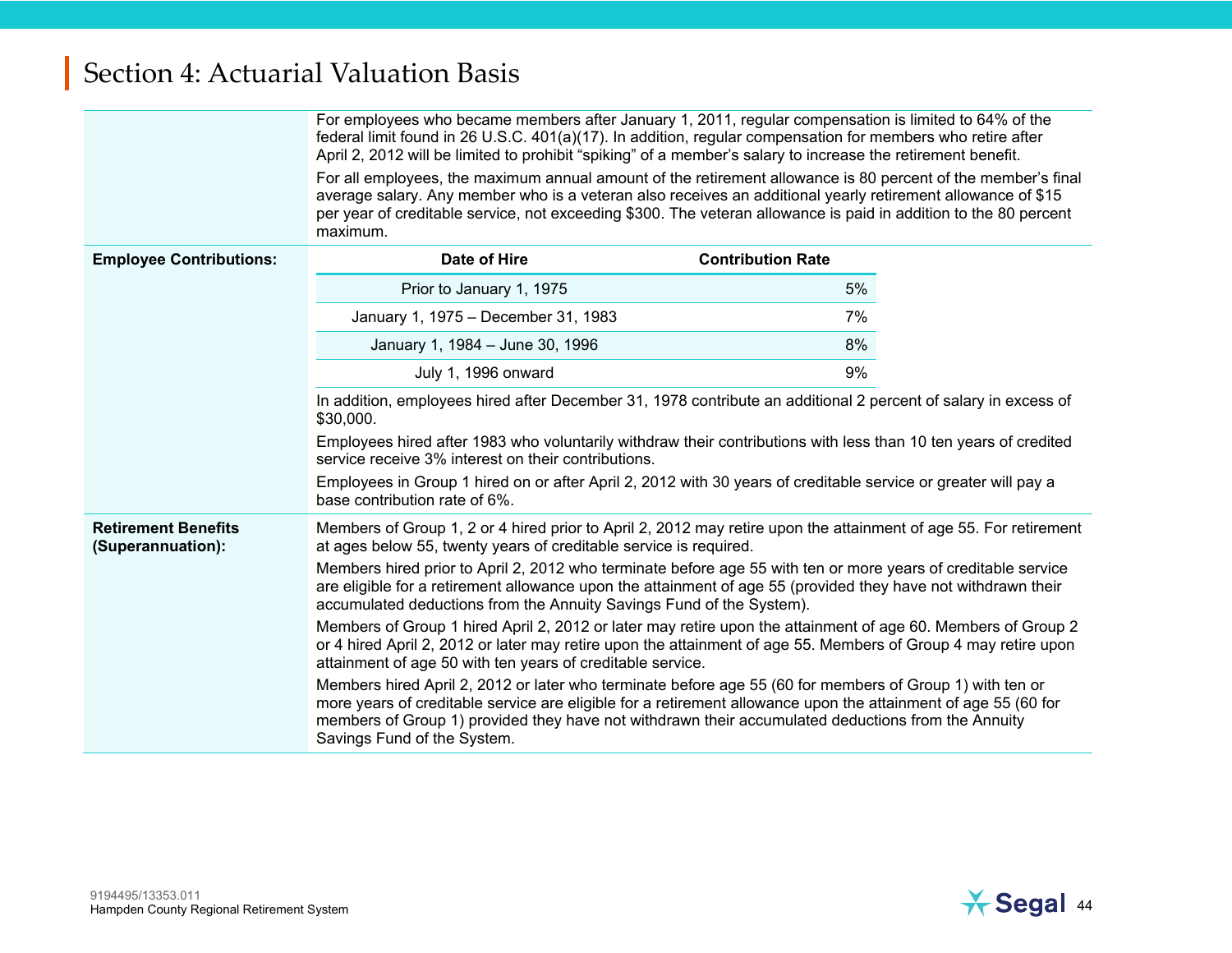# Section 4: Actuarial Valuation Basis

For employees who became members after January 1, 2011, regular compensation is limited to 64% of the federal limit found in 26 U.S.C. 401(a)(17). In addition, regular compensation for members who retire after April 2, 2012 will be limited to prohibit "spiking" of a member's salary to increase the retirement benefit.

For all employees, the maximum annual amount of the retirement allowance is 80 percent of the member's final average salary. Any member who is a veteran also receives an additional yearly retirement allowance of $15 per year of creditable service, not exceeding $300. The veteran allowance is paid in addition to the 80 percent maximum.

**Employee Contributions:**

| Date of Hire | Contribution Rate |
|---|---|
| Prior to January 1, 1975 | 5% |
| January 1, 1975 – December 31, 1983 | 7% |
| January 1, 1984 – June 30, 1996 | 8% |
| July 1, 1996 onward | 9% |

In addition, employees hired after December 31, 1978 contribute an additional 2 percent of salary in excess of $30,000.

Employees hired after 1983 who voluntarily withdraw their contributions with less than 10 ten years of credited service receive 3% interest on their contributions.

Employees in Group 1 hired on or after April 2, 2012 with 30 years of creditable service or greater will pay a base contribution rate of 6%.

**Retirement Benefits (Superannuation):**

Members of Group 1, 2 or 4 hired prior to April 2, 2012 may retire upon the attainment of age 55. For retirement at ages below 55, twenty years of creditable service is required.

Members hired prior to April 2, 2012 who terminate before age 55 with ten or more years of creditable service are eligible for a retirement allowance upon the attainment of age 55 (provided they have not withdrawn their accumulated deductions from the Annuity Savings Fund of the System).

Members of Group 1 hired April 2, 2012 or later may retire upon the attainment of age 60. Members of Group 2 or 4 hired April 2, 2012 or later may retire upon the attainment of age 55. Members of Group 4 may retire upon attainment of age 50 with ten years of creditable service.

Members hired April 2, 2012 or later who terminate before age 55 (60 for members of Group 1) with ten or more years of creditable service are eligible for a retirement allowance upon the attainment of age 55 (60 for members of Group 1) provided they have not withdrawn their accumulated deductions from the Annuity Savings Fund of the System.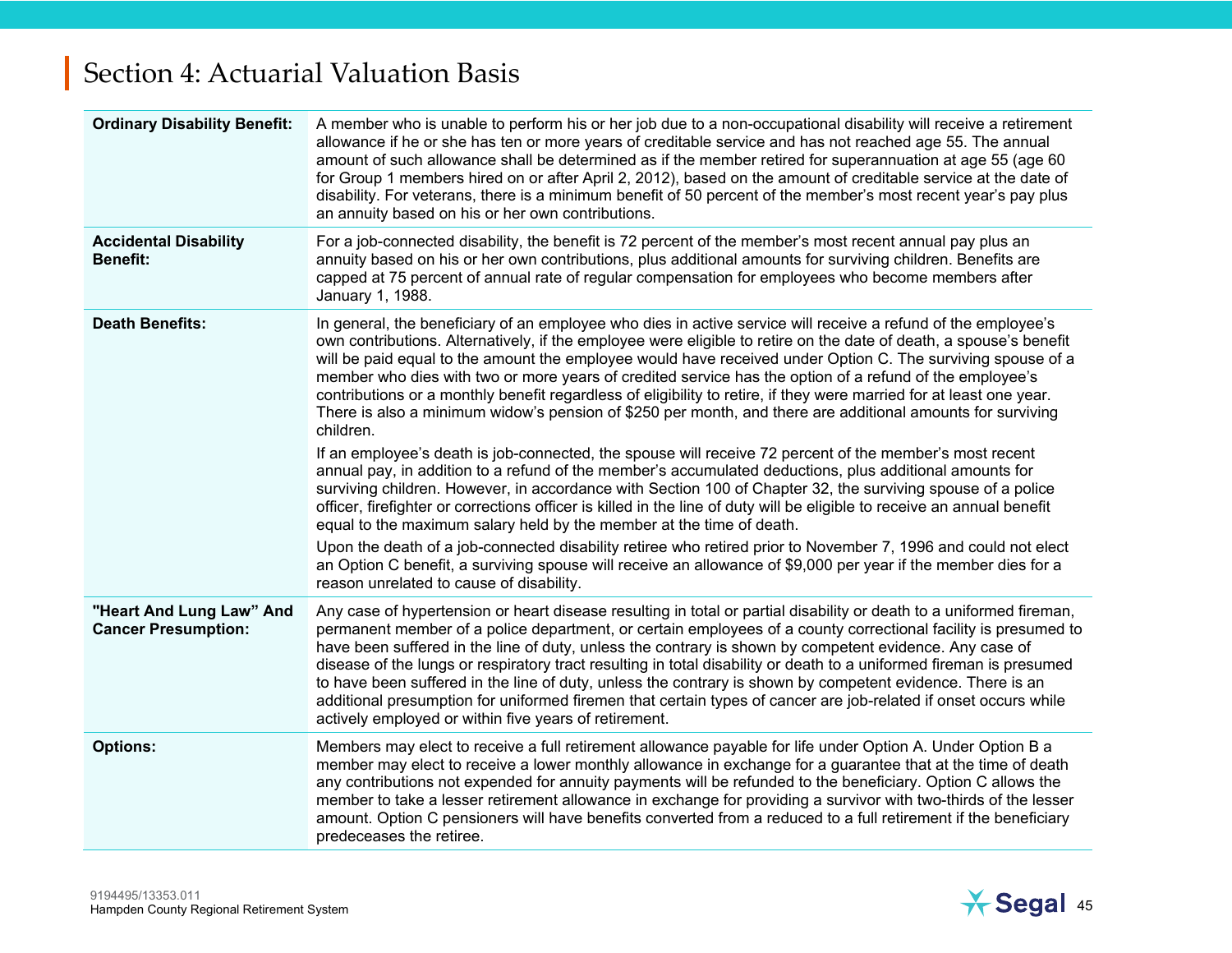# Section 4: Actuarial Valuation Basis

| | |
|---|---|
| **Ordinary Disability Benefit:** | A member who is unable to perform his or her job due to a non-occupational disability will receive a retirement allowance if he or she has ten or more years of creditable service and has not reached age 55. The annual amount of such allowance shall be determined as if the member retired for superannuation at age 55 (age 60 for Group 1 members hired on or after April 2, 2012), based on the amount of creditable service at the date of disability. For veterans, there is a minimum benefit of 50 percent of the member's most recent year's pay plus an annuity based on his or her own contributions. |
| **Accidental Disability Benefit:** | For a job-connected disability, the benefit is 72 percent of the member's most recent annual pay plus an annuity based on his or her own contributions, plus additional amounts for surviving children. Benefits are capped at 75 percent of annual rate of regular compensation for employees who become members after January 1, 1988. |
| **Death Benefits:** | In general, the beneficiary of an employee who dies in active service will receive a refund of the employee's own contributions. Alternatively, if the employee were eligible to retire on the date of death, a spouse's benefit will be paid equal to the amount the employee would have received under Option C. The surviving spouse of a member who dies with two or more years of credited service has the option of a refund of the employee's contributions or a monthly benefit regardless of eligibility to retire, if they were married for at least one year. There is also a minimum widow's pension of $250 per month, and there are additional amounts for surviving children.<br><br>If an employee's death is job-connected, the spouse will receive 72 percent of the member's most recent annual pay, in addition to a refund of the member's accumulated deductions, plus additional amounts for surviving children. However, in accordance with Section 100 of Chapter 32, the surviving spouse of a police officer, firefighter or corrections officer is killed in the line of duty will be eligible to receive an annual benefit equal to the maximum salary held by the member at the time of death.<br><br>Upon the death of a job-connected disability retiree who retired prior to November 7, 1996 and could not elect an Option C benefit, a surviving spouse will receive an allowance of $9,000 per year if the member dies for a reason unrelated to cause of disability. |
| **"Heart And Lung Law" And Cancer Presumption:** | Any case of hypertension or heart disease resulting in total or partial disability or death to a uniformed fireman, permanent member of a police department, or certain employees of a county correctional facility is presumed to have been suffered in the line of duty, unless the contrary is shown by competent evidence. Any case of disease of the lungs or respiratory tract resulting in total disability or death to a uniformed fireman is presumed to have been suffered in the line of duty, unless the contrary is shown by competent evidence. There is an additional presumption for uniformed firemen that certain types of cancer are job-related if onset occurs while actively employed or within five years of retirement. |
| **Options:** | Members may elect to receive a full retirement allowance payable for life under Option A. Under Option B a member may elect to receive a lower monthly allowance in exchange for a guarantee that at the time of death any contributions not expended for annuity payments will be refunded to the beneficiary. Option C allows the member to take a lesser retirement allowance in exchange for providing a survivor with two-thirds of the lesser amount. Option C pensioners will have benefits converted from a reduced to a full retirement if the beneficiary predeceases the retiree. |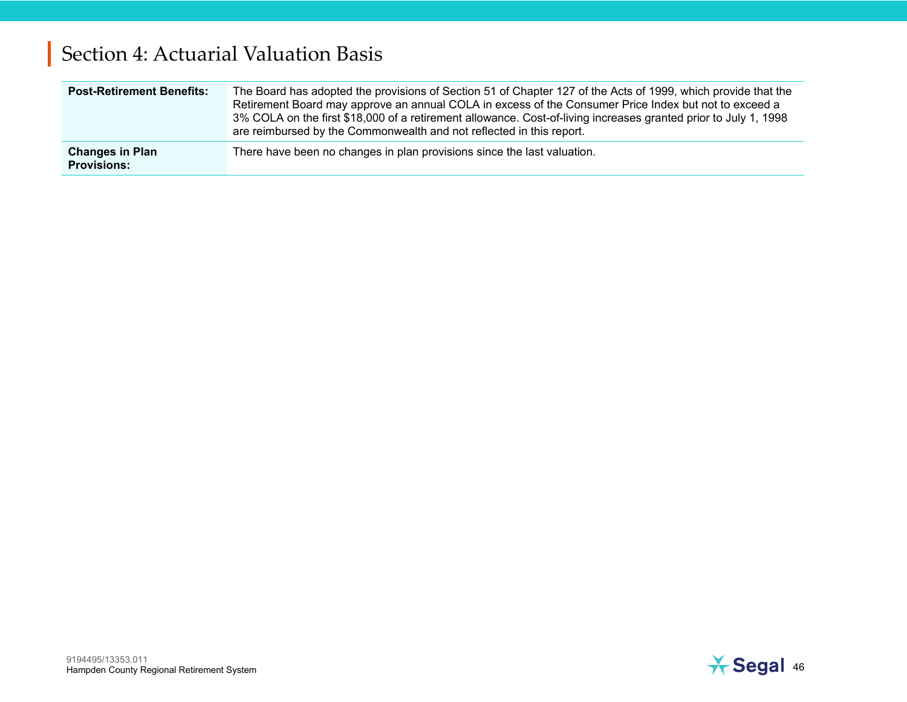# Section 4: Actuarial Valuation Basis

| | |
|---|---|
| **Post-Retirement Benefits:** | The Board has adopted the provisions of Section 51 of Chapter 127 of the Acts of 1999, which provide that the Retirement Board may approve an annual COLA in excess of the Consumer Price Index but not to exceed a 3% COLA on the first $18,000 of a retirement allowance. Cost-of-living increases granted prior to July 1, 1998 are reimbursed by the Commonwealth and not reflected in this report. |
| **Changes in Plan Provisions:** | There have been no changes in plan provisions since the last valuation. |